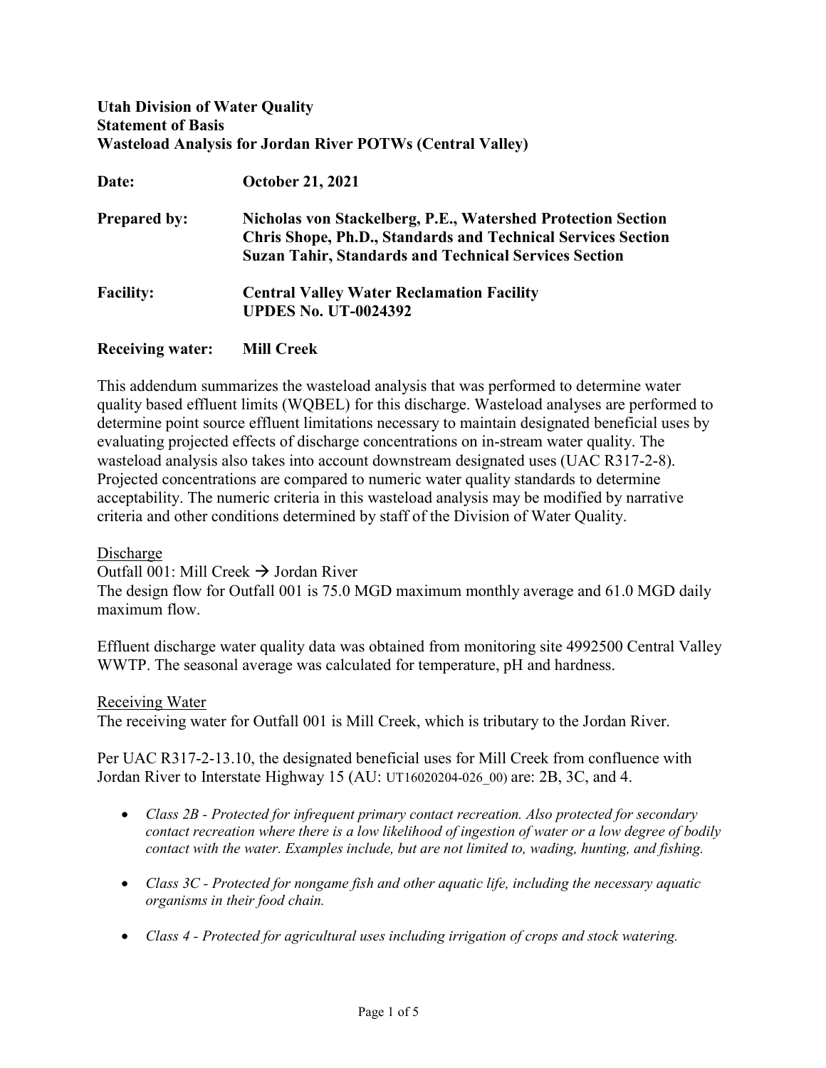**Utah Division of Water Quality**
**Statement of Basis**
**Wasteload Analysis for Jordan River POTWs (Central Valley)**

| | |
|---|---|
| **Date:** | **October 21, 2021** |
| **Prepared by:** | **Nicholas von Stackelberg, P.E., Watershed Protection Section**<br>**Chris Shope, Ph.D., Standards and Technical Services Section**<br>**Suzan Tahir, Standards and Technical Services Section** |
| **Facility:** | **Central Valley Water Reclamation Facility**<br>**UPDES No. UT-0024392** |
| **Receiving water:** | **Mill Creek** |

This addendum summarizes the wasteload analysis that was performed to determine water quality based effluent limits (WQBEL) for this discharge. Wasteload analyses are performed to determine point source effluent limitations necessary to maintain designated beneficial uses by evaluating projected effects of discharge concentrations on in-stream water quality. The wasteload analysis also takes into account downstream designated uses (UAC R317-2-8). Projected concentrations are compared to numeric water quality standards to determine acceptability. The numeric criteria in this wasteload analysis may be modified by narrative criteria and other conditions determined by staff of the Division of Water Quality.

<u>Discharge</u>

Outfall 001: Mill Creek → Jordan River

The design flow for Outfall 001 is 75.0 MGD maximum monthly average and 61.0 MGD daily maximum flow.

Effluent discharge water quality data was obtained from monitoring site 4992500 Central Valley WWTP. The seasonal average was calculated for temperature, pH and hardness.

<u>Receiving Water</u>

The receiving water for Outfall 001 is Mill Creek, which is tributary to the Jordan River.

Per UAC R317-2-13.10, the designated beneficial uses for Mill Creek from confluence with Jordan River to Interstate Highway 15 (AU: UT16020204-026_00) are: 2B, 3C, and 4.

- *Class 2B - Protected for infrequent primary contact recreation. Also protected for secondary contact recreation where there is a low likelihood of ingestion of water or a low degree of bodily contact with the water. Examples include, but are not limited to, wading, hunting, and fishing.*
- *Class 3C - Protected for nongame fish and other aquatic life, including the necessary aquatic organisms in their food chain.*
- *Class 4 - Protected for agricultural uses including irrigation of crops and stock watering.*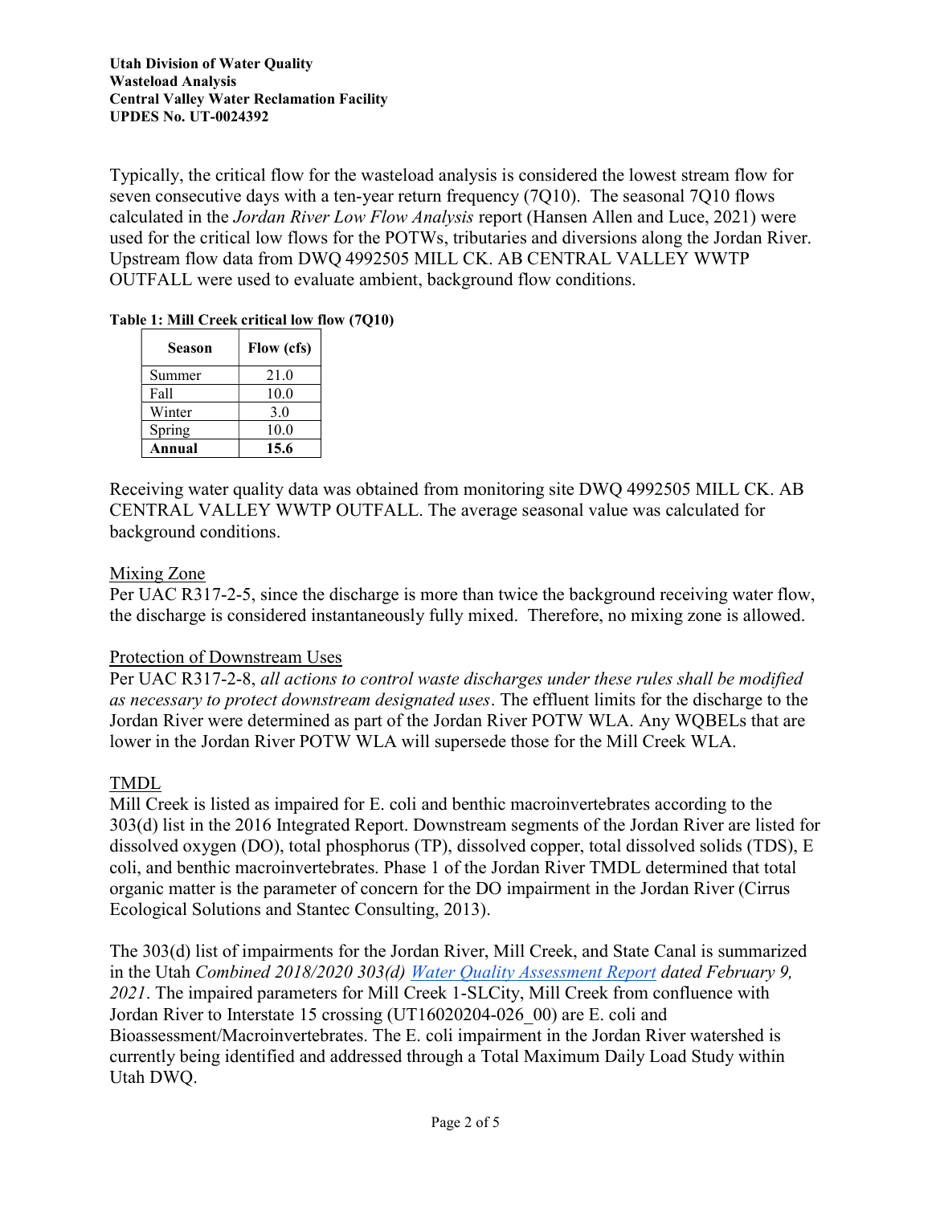Typically, the critical flow for the wasteload analysis is considered the lowest stream flow for seven consecutive days with a ten-year return frequency (7Q10). The seasonal 7Q10 flows calculated in the *Jordan River Low Flow Analysis* report (Hansen Allen and Luce, 2021) were used for the critical low flows for the POTWs, tributaries and diversions along the Jordan River. Upstream flow data from DWQ 4992505 MILL CK. AB CENTRAL VALLEY WWTP OUTFALL were used to evaluate ambient, background flow conditions.

**Table 1: Mill Creek critical low flow (7Q10)**

| Season | Flow (cfs) |
|---|---|
| Summer | 21.0 |
| Fall | 10.0 |
| Winter | 3.0 |
| Spring | 10.0 |
| **Annual** | **15.6** |

Receiving water quality data was obtained from monitoring site DWQ 4992505 MILL CK. AB CENTRAL VALLEY WWTP OUTFALL. The average seasonal value was calculated for background conditions.

## Mixing Zone

Per UAC R317-2-5, since the discharge is more than twice the background receiving water flow, the discharge is considered instantaneously fully mixed. Therefore, no mixing zone is allowed.

## Protection of Downstream Uses

Per UAC R317-2-8, *all actions to control waste discharges under these rules shall be modified as necessary to protect downstream designated uses*. The effluent limits for the discharge to the Jordan River were determined as part of the Jordan River POTW WLA. Any WQBELs that are lower in the Jordan River POTW WLA will supersede those for the Mill Creek WLA.

## TMDL

Mill Creek is listed as impaired for E. coli and benthic macroinvertebrates according to the 303(d) list in the 2016 Integrated Report. Downstream segments of the Jordan River are listed for dissolved oxygen (DO), total phosphorus (TP), dissolved copper, total dissolved solids (TDS), E coli, and benthic macroinvertebrates. Phase 1 of the Jordan River TMDL determined that total organic matter is the parameter of concern for the DO impairment in the Jordan River (Cirrus Ecological Solutions and Stantec Consulting, 2013).

The 303(d) list of impairments for the Jordan River, Mill Creek, and State Canal is summarized in the Utah *Combined 2018/2020 303(d) Water Quality Assessment Report dated February 9, 2021*. The impaired parameters for Mill Creek 1-SLCity, Mill Creek from confluence with Jordan River to Interstate 15 crossing (UT16020204-026_00) are E. coli and Bioassessment/Macroinvertebrates. The E. coli impairment in the Jordan River watershed is currently being identified and addressed through a Total Maximum Daily Load Study within Utah DWQ.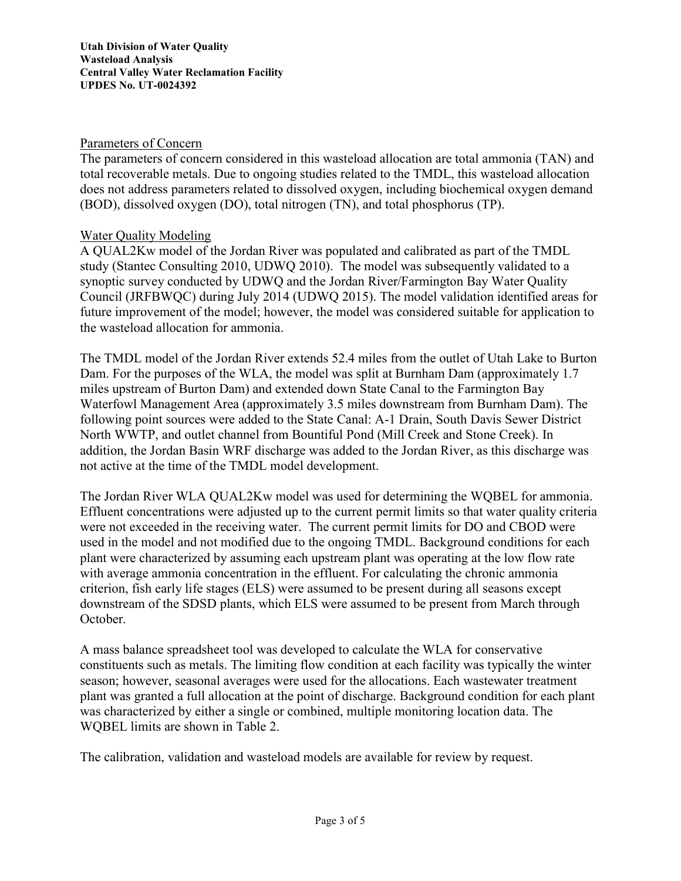Parameters of Concern

The parameters of concern considered in this wasteload allocation are total ammonia (TAN) and total recoverable metals. Due to ongoing studies related to the TMDL, this wasteload allocation does not address parameters related to dissolved oxygen, including biochemical oxygen demand (BOD), dissolved oxygen (DO), total nitrogen (TN), and total phosphorus (TP).

Water Quality Modeling

A QUAL2Kw model of the Jordan River was populated and calibrated as part of the TMDL study (Stantec Consulting 2010, UDWQ 2010). The model was subsequently validated to a synoptic survey conducted by UDWQ and the Jordan River/Farmington Bay Water Quality Council (JRFBWQC) during July 2014 (UDWQ 2015). The model validation identified areas for future improvement of the model; however, the model was considered suitable for application to the wasteload allocation for ammonia.

The TMDL model of the Jordan River extends 52.4 miles from the outlet of Utah Lake to Burton Dam. For the purposes of the WLA, the model was split at Burnham Dam (approximately 1.7 miles upstream of Burton Dam) and extended down State Canal to the Farmington Bay Waterfowl Management Area (approximately 3.5 miles downstream from Burnham Dam). The following point sources were added to the State Canal: A-1 Drain, South Davis Sewer District North WWTP, and outlet channel from Bountiful Pond (Mill Creek and Stone Creek). In addition, the Jordan Basin WRF discharge was added to the Jordan River, as this discharge was not active at the time of the TMDL model development.

The Jordan River WLA QUAL2Kw model was used for determining the WQBEL for ammonia. Effluent concentrations were adjusted up to the current permit limits so that water quality criteria were not exceeded in the receiving water. The current permit limits for DO and CBOD were used in the model and not modified due to the ongoing TMDL. Background conditions for each plant were characterized by assuming each upstream plant was operating at the low flow rate with average ammonia concentration in the effluent. For calculating the chronic ammonia criterion, fish early life stages (ELS) were assumed to be present during all seasons except downstream of the SDSD plants, which ELS were assumed to be present from March through October.

A mass balance spreadsheet tool was developed to calculate the WLA for conservative constituents such as metals. The limiting flow condition at each facility was typically the winter season; however, seasonal averages were used for the allocations. Each wastewater treatment plant was granted a full allocation at the point of discharge. Background condition for each plant was characterized by either a single or combined, multiple monitoring location data. The WQBEL limits are shown in Table 2.

The calibration, validation and wasteload models are available for review by request.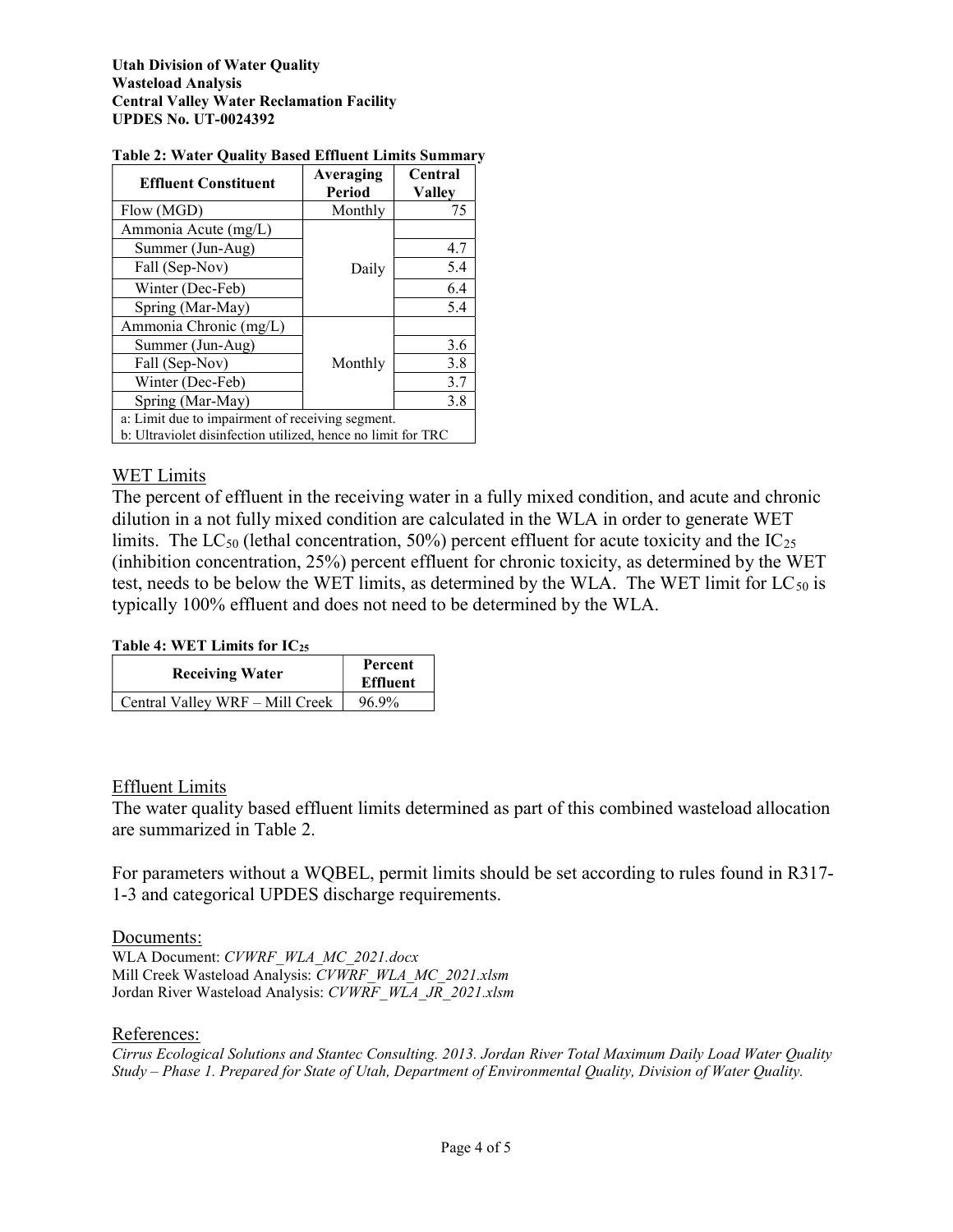**Table 2: Water Quality Based Effluent Limits Summary**

| Effluent Constituent | Averaging Period | Central Valley |
|---|---|---|
| Flow (MGD) | Monthly | 75 |
| Ammonia Acute (mg/L) | | |
| Summer (Jun-Aug) | Daily | 4.7 |
| Fall (Sep-Nov) | | 5.4 |
| Winter (Dec-Feb) | | 6.4 |
| Spring (Mar-May) | | 5.4 |
| Ammonia Chronic (mg/L) | | |
| Summer (Jun-Aug) | Monthly | 3.6 |
| Fall (Sep-Nov) | | 3.8 |
| Winter (Dec-Feb) | | 3.7 |
| Spring (Mar-May) | | 3.8 |
| a: Limit due to impairment of receiving segment. | | |
| b: Ultraviolet disinfection utilized, hence no limit for TRC | | |

## WET Limits

The percent of effluent in the receiving water in a fully mixed condition, and acute and chronic dilution in a not fully mixed condition are calculated in the WLA in order to generate WET limits. The $LC_{50}$ (lethal concentration, 50%) percent effluent for acute toxicity and the $IC_{25}$ (inhibition concentration, 25%) percent effluent for chronic toxicity, as determined by the WET test, needs to be below the WET limits, as determined by the WLA. The WET limit for $LC_{50}$ is typically 100% effluent and does not need to be determined by the WLA.

**Table 4: WET Limits for $IC_{25}$**

| Receiving Water | Percent Effluent |
|---|---|
| Central Valley WRF – Mill Creek | 96.9% |

## Effluent Limits

The water quality based effluent limits determined as part of this combined wasteload allocation are summarized in Table 2.

For parameters without a WQBEL, permit limits should be set according to rules found in R317-1-3 and categorical UPDES discharge requirements.

## Documents:

WLA Document: *CVWRF_WLA_MC_2021.docx*
Mill Creek Wasteload Analysis: *CVWRF_WLA_MC_2021.xlsm*
Jordan River Wasteload Analysis: *CVWRF_WLA_JR_2021.xlsm*

## References:

*Cirrus Ecological Solutions and Stantec Consulting. 2013. Jordan River Total Maximum Daily Load Water Quality Study – Phase 1. Prepared for State of Utah, Department of Environmental Quality, Division of Water Quality.*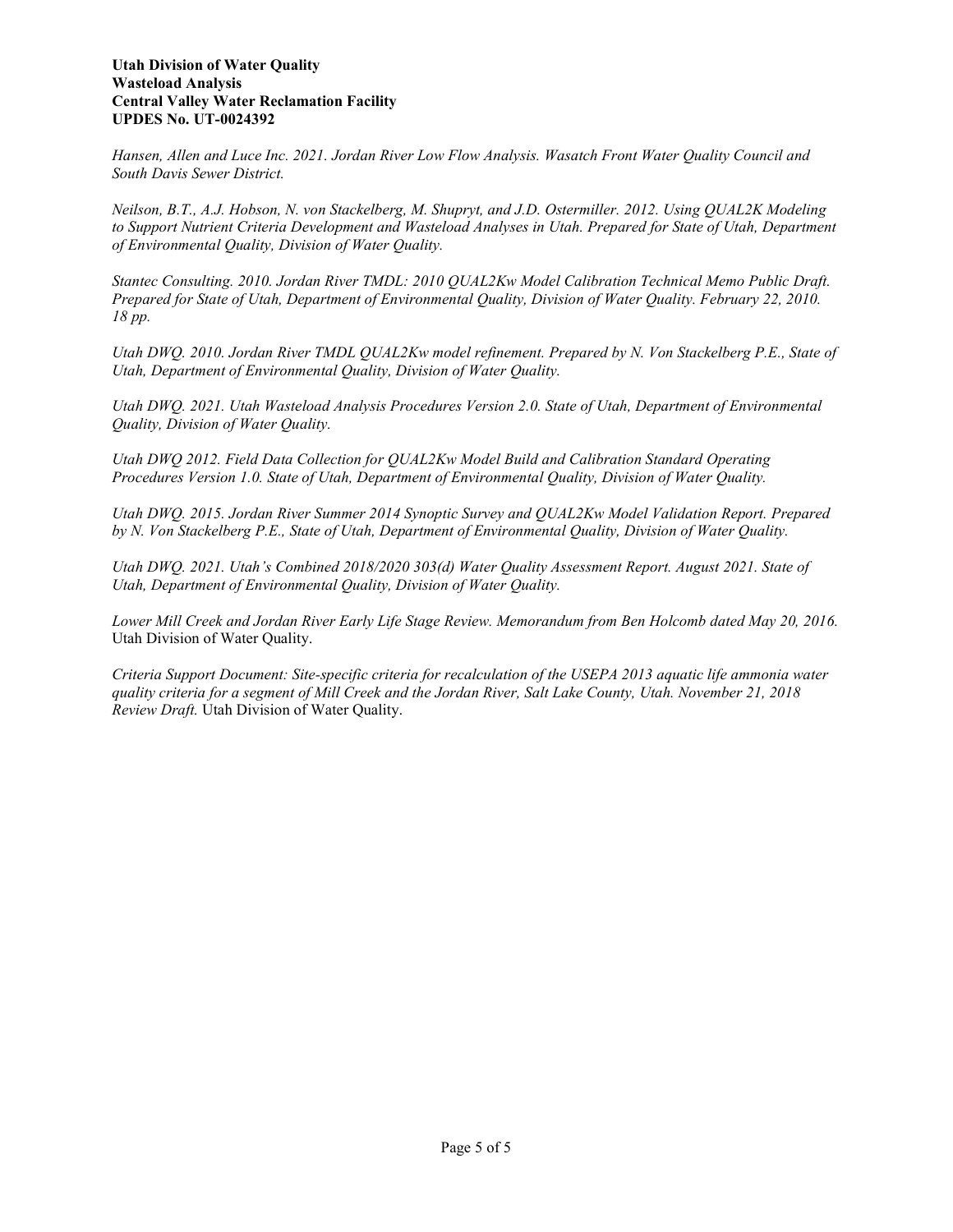*Hansen, Allen and Luce Inc. 2021. Jordan River Low Flow Analysis. Wasatch Front Water Quality Council and South Davis Sewer District.*

*Neilson, B.T., A.J. Hobson, N. von Stackelberg, M. Shupryt, and J.D. Ostermiller. 2012. Using QUAL2K Modeling to Support Nutrient Criteria Development and Wasteload Analyses in Utah. Prepared for State of Utah, Department of Environmental Quality, Division of Water Quality.*

*Stantec Consulting. 2010. Jordan River TMDL: 2010 QUAL2Kw Model Calibration Technical Memo Public Draft. Prepared for State of Utah, Department of Environmental Quality, Division of Water Quality. February 22, 2010. 18 pp.*

*Utah DWQ. 2010. Jordan River TMDL QUAL2Kw model refinement. Prepared by N. Von Stackelberg P.E., State of Utah, Department of Environmental Quality, Division of Water Quality.*

*Utah DWQ. 2021. Utah Wasteload Analysis Procedures Version 2.0. State of Utah, Department of Environmental Quality, Division of Water Quality.*

*Utah DWQ 2012. Field Data Collection for QUAL2Kw Model Build and Calibration Standard Operating Procedures Version 1.0. State of Utah, Department of Environmental Quality, Division of Water Quality.*

*Utah DWQ. 2015. Jordan River Summer 2014 Synoptic Survey and QUAL2Kw Model Validation Report. Prepared by N. Von Stackelberg P.E., State of Utah, Department of Environmental Quality, Division of Water Quality.*

*Utah DWQ. 2021. Utah's Combined 2018/2020 303(d) Water Quality Assessment Report. August 2021. State of Utah, Department of Environmental Quality, Division of Water Quality.*

*Lower Mill Creek and Jordan River Early Life Stage Review. Memorandum from Ben Holcomb dated May 20, 2016.* Utah Division of Water Quality.

*Criteria Support Document: Site-specific criteria for recalculation of the USEPA 2013 aquatic life ammonia water quality criteria for a segment of Mill Creek and the Jordan River, Salt Lake County, Utah. November 21, 2018 Review Draft.* Utah Division of Water Quality.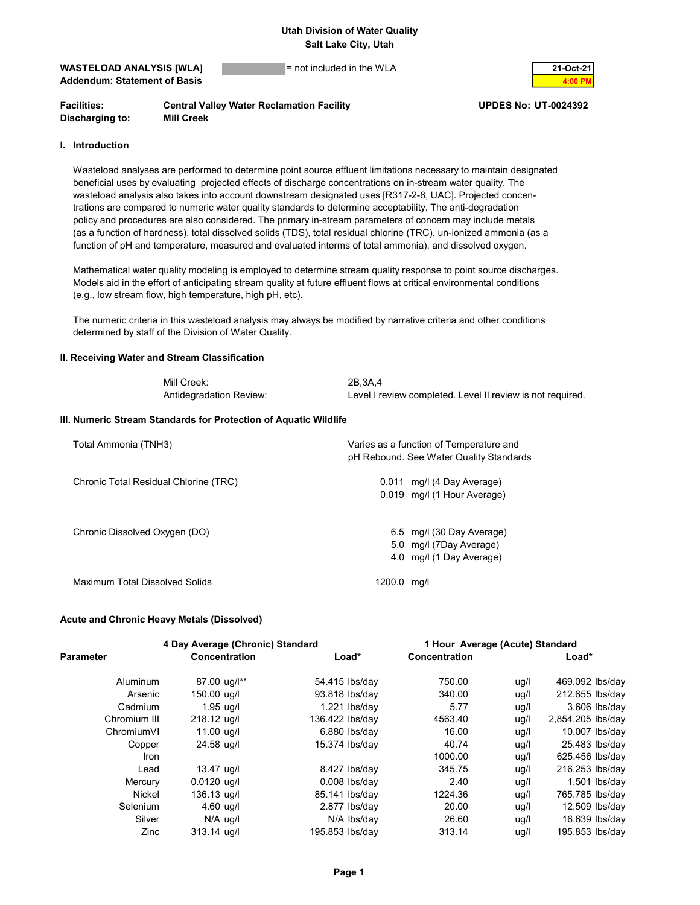**Utah Division of Water Quality**
**Salt Lake City, Utah**

**WASTELOAD ANALYSIS [WLA]** = not included in the WLA
**Addendum: Statement of Basis**

21-Oct-21
4:00 PM

| | | |
|---|---|---|
| **Facilities:** | **Central Valley Water Reclamation Facility** | **UPDES No: UT-0024392** |
| **Discharging to:** | **Mill Creek** | |

## I. Introduction

Wasteload analyses are performed to determine point source effluent limitations necessary to maintain designated beneficial uses by evaluating projected effects of discharge concentrations on in-stream water quality. The wasteload analysis also takes into account downstream designated uses [R317-2-8, UAC]. Projected concentrations are compared to numeric water quality standards to determine acceptability. The anti-degradation policy and procedures are also considered. The primary in-stream parameters of concern may include metals (as a function of hardness), total dissolved solids (TDS), total residual chlorine (TRC), un-ionized ammonia (as a function of pH and temperature, measured and evaluated interms of total ammonia), and dissolved oxygen.

Mathematical water quality modeling is employed to determine stream quality response to point source discharges. Models aid in the effort of anticipating stream quality at future effluent flows at critical environmental conditions (e.g., low stream flow, high temperature, high pH, etc).

The numeric criteria in this wasteload analysis may always be modified by narrative criteria and other conditions determined by staff of the Division of Water Quality.

## II. Receiving Water and Stream Classification

| | |
|---|---|
| Mill Creek: | 2B,3A,4 |
| Antidegradation Review: | Level I review completed. Level II review is not required. |

## III. Numeric Stream Standards for Protection of Aquatic Wildlife

| | |
|---|---|
| Total Ammonia (TNH3) | Varies as a function of Temperature and pH Rebound. See Water Quality Standards |
| Chronic Total Residual Chlorine (TRC) | 0.011 mg/l (4 Day Average)<br>0.019 mg/l (1 Hour Average) |
| Chronic Dissolved Oxygen (DO) | 6.5 mg/l (30 Day Average)<br>5.0 mg/l (7Day Average)<br>4.0 mg/l (1 Day Average) |
| Maximum Total Dissolved Solids | 1200.0 mg/l |

### Acute and Chronic Heavy Metals (Dissolved)

| Parameter | 4 Day Average (Chronic) Standard Concentration | Load* | 1 Hour Average (Acute) Standard Concentration | | Load* |
|---|---|---|---|---|---|
| Aluminum | 87.00 ug/l** | 54.415 lbs/day | 750.00 | ug/l | 469.092 lbs/day |
| Arsenic | 150.00 ug/l | 93.818 lbs/day | 340.00 | ug/l | 212.655 lbs/day |
| Cadmium | 1.95 ug/l | 1.221 lbs/day | 5.77 | ug/l | 3.606 lbs/day |
| Chromium III | 218.12 ug/l | 136.422 lbs/day | 4563.40 | ug/l | 2,854.205 lbs/day |
| ChromiumVI | 11.00 ug/l | 6.880 lbs/day | 16.00 | ug/l | 10.007 lbs/day |
| Copper | 24.58 ug/l | 15.374 lbs/day | 40.74 | ug/l | 25.483 lbs/day |
| Iron | | | 1000.00 | ug/l | 625.456 lbs/day |
| Lead | 13.47 ug/l | 8.427 lbs/day | 345.75 | ug/l | 216.253 lbs/day |
| Mercury | 0.0120 ug/l | 0.008 lbs/day | 2.40 | ug/l | 1.501 lbs/day |
| Nickel | 136.13 ug/l | 85.141 lbs/day | 1224.36 | ug/l | 765.785 lbs/day |
| Selenium | 4.60 ug/l | 2.877 lbs/day | 20.00 | ug/l | 12.509 lbs/day |
| Silver | N/A ug/l | N/A lbs/day | 26.60 | ug/l | 16.639 lbs/day |
| Zinc | 313.14 ug/l | 195.853 lbs/day | 313.14 | ug/l | 195.853 lbs/day |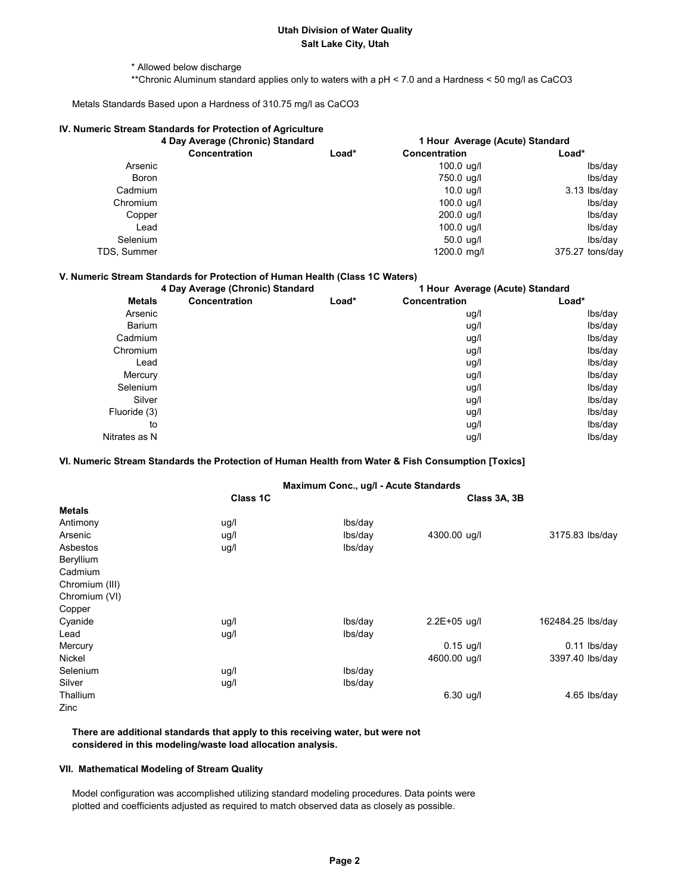**Utah Division of Water Quality**
**Salt Lake City, Utah**

\* Allowed below discharge

\*\*Chronic Aluminum standard applies only to waters with a pH < 7.0 and a Hardness < 50 mg/l as CaCO3

Metals Standards Based upon a Hardness of 310.75 mg/l as CaCO3

### IV. Numeric Stream Standards for Protection of Agriculture

| | 4 Day Average (Chronic) Standard | | 1 Hour Average (Acute) Standard | |
|---|---|---|---|---|
| | Concentration | Load* | Concentration | Load* |
| Arsenic | | | 100.0 ug/l | lbs/day |
| Boron | | | 750.0 ug/l | lbs/day |
| Cadmium | | | 10.0 ug/l | 3.13 lbs/day |
| Chromium | | | 100.0 ug/l | lbs/day |
| Copper | | | 200.0 ug/l | lbs/day |
| Lead | | | 100.0 ug/l | lbs/day |
| Selenium | | | 50.0 ug/l | lbs/day |
| TDS, Summer | | | 1200.0 mg/l | 375.27 tons/day |

### V. Numeric Stream Standards for Protection of Human Health (Class 1C Waters)

| | 4 Day Average (Chronic) Standard | | 1 Hour Average (Acute) Standard | |
|---|---|---|---|---|
| Metals | Concentration | Load* | Concentration | Load* |
| Arsenic | | | ug/l | lbs/day |
| Barium | | | ug/l | lbs/day |
| Cadmium | | | ug/l | lbs/day |
| Chromium | | | ug/l | lbs/day |
| Lead | | | ug/l | lbs/day |
| Mercury | | | ug/l | lbs/day |
| Selenium | | | ug/l | lbs/day |
| Silver | | | ug/l | lbs/day |
| Fluoride (3) | | | ug/l | lbs/day |
| to | | | ug/l | lbs/day |
| Nitrates as N | | | ug/l | lbs/day |

### VI. Numeric Stream Standards the Protection of Human Health from Water & Fish Consumption [Toxics]

| | Maximum Conc., ug/l - Acute Standards | | | |
|---|---|---|---|---|
| | Class 1C | | Class 3A, 3B | |
| **Metals** | | | | |
| Antimony | ug/l | lbs/day | | |
| Arsenic | ug/l | lbs/day | 4300.00 ug/l | 3175.83 lbs/day |
| Asbestos | ug/l | lbs/day | | |
| Beryllium | | | | |
| Cadmium | | | | |
| Chromium (III) | | | | |
| Chromium (VI) | | | | |
| Copper | | | | |
| Cyanide | ug/l | lbs/day | 2.2E+05 ug/l | 162484.25 lbs/day |
| Lead | ug/l | lbs/day | | |
| Mercury | | | 0.15 ug/l | 0.11 lbs/day |
| Nickel | | | 4600.00 ug/l | 3397.40 lbs/day |
| Selenium | ug/l | lbs/day | | |
| Silver | ug/l | lbs/day | | |
| Thallium | | | 6.30 ug/l | 4.65 lbs/day |
| Zinc | | | | |

**There are additional standards that apply to this receiving water, but were not considered in this modeling/waste load allocation analysis.**

### VII. Mathematical Modeling of Stream Quality

Model configuration was accomplished utilizing standard modeling procedures. Data points were plotted and coefficients adjusted as required to match observed data as closely as possible.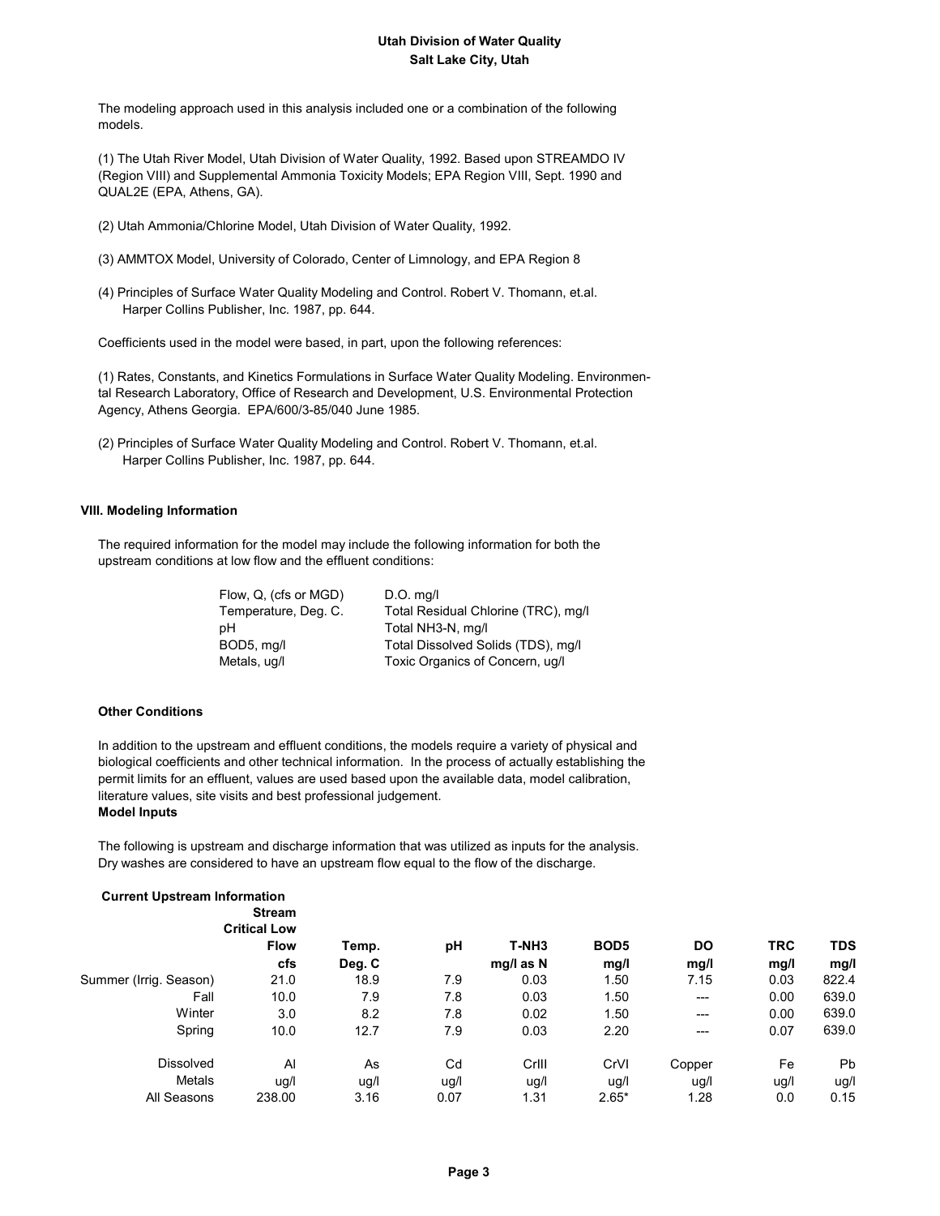**Utah Division of Water Quality**
**Salt Lake City, Utah**

The modeling approach used in this analysis included one or a combination of the following models.

(1) The Utah River Model, Utah Division of Water Quality, 1992. Based upon STREAMDO IV (Region VIII) and Supplemental Ammonia Toxicity Models; EPA Region VIII, Sept. 1990 and QUAL2E (EPA, Athens, GA).

(2) Utah Ammonia/Chlorine Model, Utah Division of Water Quality, 1992.

(3) AMMTOX Model, University of Colorado, Center of Limnology, and EPA Region 8

(4) Principles of Surface Water Quality Modeling and Control. Robert V. Thomann, et.al. Harper Collins Publisher, Inc. 1987, pp. 644.

Coefficients used in the model were based, in part, upon the following references:

(1) Rates, Constants, and Kinetics Formulations in Surface Water Quality Modeling. Environmental Research Laboratory, Office of Research and Development, U.S. Environmental Protection Agency, Athens Georgia. EPA/600/3-85/040 June 1985.

(2) Principles of Surface Water Quality Modeling and Control. Robert V. Thomann, et.al. Harper Collins Publisher, Inc. 1987, pp. 644.

## VIII. Modeling Information

The required information for the model may include the following information for both the upstream conditions at low flow and the effluent conditions:

| | |
|---|---|
| Flow, Q, (cfs or MGD) | D.O. mg/l |
| Temperature, Deg. C. | Total Residual Chlorine (TRC), mg/l |
| pH | Total NH3-N, mg/l |
| BOD5, mg/l | Total Dissolved Solids (TDS), mg/l |
| Metals, ug/l | Toxic Organics of Concern, ug/l |

### Other Conditions

In addition to the upstream and effluent conditions, the models require a variety of physical and biological coefficients and other technical information. In the process of actually establishing the permit limits for an effluent, values are used based upon the available data, model calibration, literature values, site visits and best professional judgement.

### Model Inputs

The following is upstream and discharge information that was utilized as inputs for the analysis. Dry washes are considered to have an upstream flow equal to the flow of the discharge.

**Current Upstream Information**

| | Stream Critical Low Flow | Temp. | pH | T-NH3 | BOD5 | DO | TRC | TDS |
|---|---|---|---|---|---|---|---|---|
| | cfs | Deg. C | | mg/l as N | mg/l | mg/l | mg/l | mg/l |
| Summer (Irrig. Season) | 21.0 | 18.9 | 7.9 | 0.03 | 1.50 | 7.15 | 0.03 | 822.4 |
| Fall | 10.0 | 7.9 | 7.8 | 0.03 | 1.50 | --- | 0.00 | 639.0 |
| Winter | 3.0 | 8.2 | 7.8 | 0.02 | 1.50 | --- | 0.00 | 639.0 |
| Spring | 10.0 | 12.7 | 7.9 | 0.03 | 2.20 | --- | 0.07 | 639.0 |

| Dissolved Metals | Al | As | Cd | CrIII | CrVI | Copper | Fe | Pb |
|---|---|---|---|---|---|---|---|---|
| | ug/l | ug/l | ug/l | ug/l | ug/l | ug/l | ug/l | ug/l |
| All Seasons | 238.00 | 3.16 | 0.07 | 1.31 | 2.65* | 1.28 | 0.0 | 0.15 |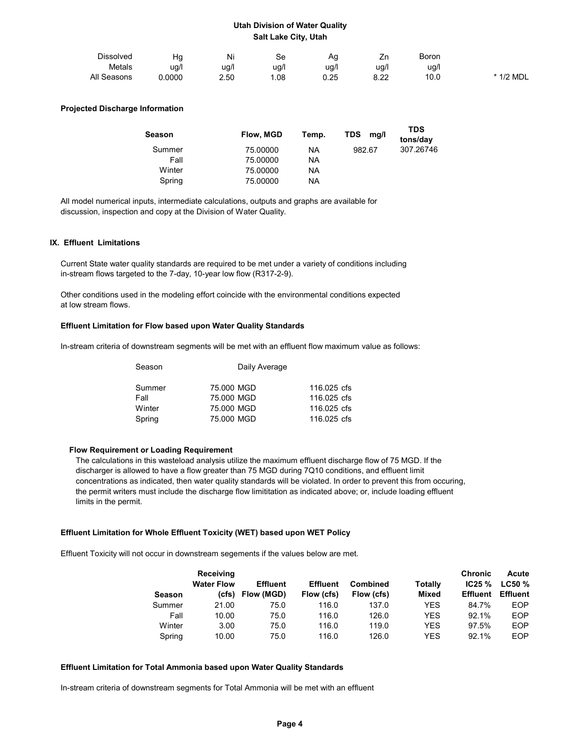| Dissolved Metals | Hg ug/l | Ni ug/l | Se ug/l | Ag ug/l | Zn ug/l | Boron ug/l | |
|---|---|---|---|---|---|---|---|
| All Seasons | 0.0000 | 2.50 | 1.08 | 0.25 | 8.22 | 10.0 | * 1/2 MDL |

**Projected Discharge Information**

| Season | Flow, MGD | Temp. | TDS mg/l | TDS tons/day |
|---|---|---|---|---|
| Summer | 75.00000 | NA | 982.67 | 307.26746 |
| Fall | 75.00000 | NA | | |
| Winter | 75.00000 | NA | | |
| Spring | 75.00000 | NA | | |

All model numerical inputs, intermediate calculations, outputs and graphs are available for discussion, inspection and copy at the Division of Water Quality.

## IX. Effluent Limitations

Current State water quality standards are required to be met under a variety of conditions including in-stream flows targeted to the 7-day, 10-year low flow (R317-2-9).

Other conditions used in the modeling effort coincide with the environmental conditions expected at low stream flows.

**Effluent Limitation for Flow based upon Water Quality Standards**

In-stream criteria of downstream segments will be met with an effluent flow maximum value as follows:

| Season | Daily Average | |
|---|---|---|
| Summer | 75.000 MGD | 116.025 cfs |
| Fall | 75.000 MGD | 116.025 cfs |
| Winter | 75.000 MGD | 116.025 cfs |
| Spring | 75.000 MGD | 116.025 cfs |

**Flow Requirement or Loading Requirement**

The calculations in this wasteload analysis utilize the maximum effluent discharge flow of 75 MGD. If the discharger is allowed to have a flow greater than 75 MGD during 7Q10 conditions, and effluent limit concentrations as indicated, then water quality standards will be violated. In order to prevent this from occuring, the permit writers must include the discharge flow limititation as indicated above; or, include loading effluent limits in the permit.

**Effluent Limitation for Whole Effluent Toxicity (WET) based upon WET Policy**

Effluent Toxicity will not occur in downstream segements if the values below are met.

| Season | Receiving Water Flow (cfs) | Effluent Flow (MGD) | Effluent Flow (cfs) | Combined Flow (cfs) | Totally Mixed | Chronic IC25 % Effluent | Acute LC50 % Effluent |
|---|---|---|---|---|---|---|---|
| Summer | 21.00 | 75.0 | 116.0 | 137.0 | YES | 84.7% | EOP |
| Fall | 10.00 | 75.0 | 116.0 | 126.0 | YES | 92.1% | EOP |
| Winter | 3.00 | 75.0 | 116.0 | 119.0 | YES | 97.5% | EOP |
| Spring | 10.00 | 75.0 | 116.0 | 126.0 | YES | 92.1% | EOP |

**Effluent Limitation for Total Ammonia based upon Water Quality Standards**

In-stream criteria of downstream segments for Total Ammonia will be met with an effluent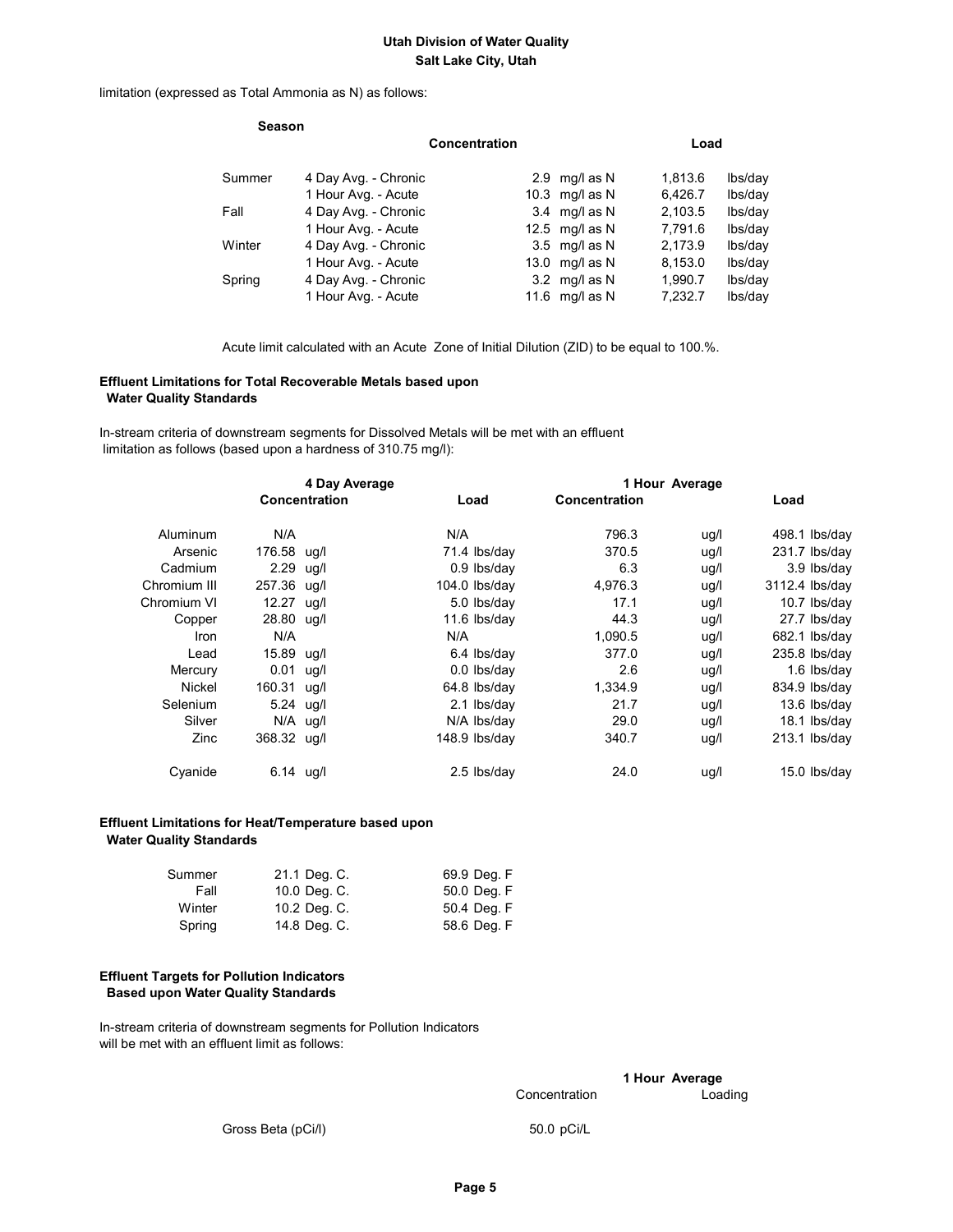limitation (expressed as Total Ammonia as N) as follows:

| Season | | Concentration | Load |
|---|---|---|---|
| Summer | 4 Day Avg. - Chronic | 2.9 mg/l as N | 1,813.6 lbs/day |
| | 1 Hour Avg. - Acute | 10.3 mg/l as N | 6,426.7 lbs/day |
| Fall | 4 Day Avg. - Chronic | 3.4 mg/l as N | 2,103.5 lbs/day |
| | 1 Hour Avg. - Acute | 12.5 mg/l as N | 7,791.6 lbs/day |
| Winter | 4 Day Avg. - Chronic | 3.5 mg/l as N | 2,173.9 lbs/day |
| | 1 Hour Avg. - Acute | 13.0 mg/l as N | 8,153.0 lbs/day |
| Spring | 4 Day Avg. - Chronic | 3.2 mg/l as N | 1,990.7 lbs/day |
| | 1 Hour Avg. - Acute | 11.6 mg/l as N | 7,232.7 lbs/day |

Acute limit calculated with an Acute Zone of Initial Dilution (ZID) to be equal to 100.%.

**Effluent Limitations for Total Recoverable Metals based upon Water Quality Standards**

In-stream criteria of downstream segments for Dissolved Metals will be met with an effluent limitation as follows (based upon a hardness of 310.75 mg/l):

| | 4 Day Average Concentration | 4 Day Average Load | 1 Hour Average Concentration | 1 Hour Average Load |
|---|---|---|---|---|
| Aluminum | N/A | N/A | 796.3 ug/l | 498.1 lbs/day |
| Arsenic | 176.58 ug/l | 71.4 lbs/day | 370.5 ug/l | 231.7 lbs/day |
| Cadmium | 2.29 ug/l | 0.9 lbs/day | 6.3 ug/l | 3.9 lbs/day |
| Chromium III | 257.36 ug/l | 104.0 lbs/day | 4,976.3 ug/l | 3112.4 lbs/day |
| Chromium VI | 12.27 ug/l | 5.0 lbs/day | 17.1 ug/l | 10.7 lbs/day |
| Copper | 28.80 ug/l | 11.6 lbs/day | 44.3 ug/l | 27.7 lbs/day |
| Iron | N/A | N/A | 1,090.5 ug/l | 682.1 lbs/day |
| Lead | 15.89 ug/l | 6.4 lbs/day | 377.0 ug/l | 235.8 lbs/day |
| Mercury | 0.01 ug/l | 0.0 lbs/day | 2.6 ug/l | 1.6 lbs/day |
| Nickel | 160.31 ug/l | 64.8 lbs/day | 1,334.9 ug/l | 834.9 lbs/day |
| Selenium | 5.24 ug/l | 2.1 lbs/day | 21.7 ug/l | 13.6 lbs/day |
| Silver | N/A ug/l | N/A lbs/day | 29.0 ug/l | 18.1 lbs/day |
| Zinc | 368.32 ug/l | 148.9 lbs/day | 340.7 ug/l | 213.1 lbs/day |
| Cyanide | 6.14 ug/l | 2.5 lbs/day | 24.0 ug/l | 15.0 lbs/day |

**Effluent Limitations for Heat/Temperature based upon Water Quality Standards**

| | | |
|---|---|---|
| Summer | 21.1 Deg. C. | 69.9 Deg. F |
| Fall | 10.0 Deg. C. | 50.0 Deg. F |
| Winter | 10.2 Deg. C. | 50.4 Deg. F |
| Spring | 14.8 Deg. C. | 58.6 Deg. F |

**Effluent Targets for Pollution Indicators Based upon Water Quality Standards**

In-stream criteria of downstream segments for Pollution Indicators will be met with an effluent limit as follows:

| | 1 Hour Average Concentration | 1 Hour Average Loading |
|---|---|---|
| Gross Beta (pCi/l) | 50.0 pCi/L | |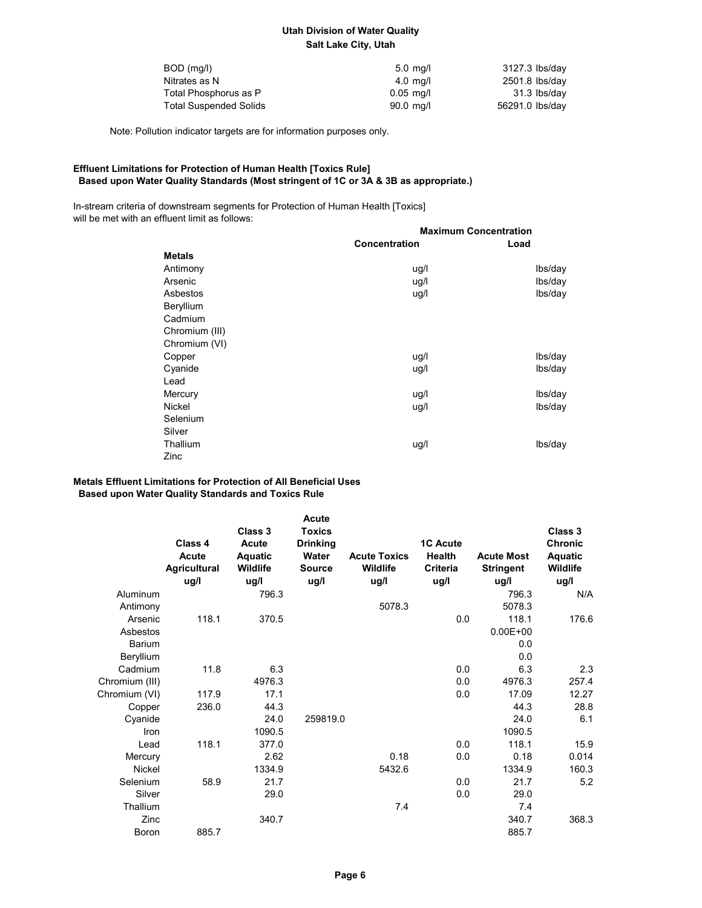**Utah Division of Water Quality**
**Salt Lake City, Utah**

| | | |
|---|---|---|
| BOD (mg/l) | 5.0 mg/l | 3127.3 lbs/day |
| Nitrates as N | 4.0 mg/l | 2501.8 lbs/day |
| Total Phosphorus as P | 0.05 mg/l | 31.3 lbs/day |
| Total Suspended Solids | 90.0 mg/l | 56291.0 lbs/day |

Note: Pollution indicator targets are for information purposes only.

**Effluent Limitations for Protection of Human Health [Toxics Rule]**
**Based upon Water Quality Standards (Most stringent of 1C or 3A & 3B as appropriate.)**

In-stream criteria of downstream segments for Protection of Human Health [Toxics] will be met with an effluent limit as follows:

| | Maximum Concentration | |
|---|---|---|
| | **Concentration** | **Load** |
| **Metals** | | |
| Antimony | ug/l | lbs/day |
| Arsenic | ug/l | lbs/day |
| Asbestos | ug/l | lbs/day |
| Beryllium | | |
| Cadmium | | |
| Chromium (III) | | |
| Chromium (VI) | | |
| Copper | ug/l | lbs/day |
| Cyanide | ug/l | lbs/day |
| Lead | | |
| Mercury | ug/l | lbs/day |
| Nickel | ug/l | lbs/day |
| Selenium | | |
| Silver | | |
| Thallium | ug/l | lbs/day |
| Zinc | | |

**Metals Effluent Limitations for Protection of All Beneficial Uses**
**Based upon Water Quality Standards and Toxics Rule**

| | Class 4 Acute Agricultural ug/l | Class 3 Acute Aquatic Wildlife ug/l | Acute Toxics Drinking Water Source ug/l | Acute Toxics Wildlife ug/l | 1C Acute Health Criteria ug/l | Acute Most Stringent ug/l | Class 3 Chronic Aquatic Wildlife ug/l |
|---|---|---|---|---|---|---|---|
| Aluminum | | 796.3 | | | | 796.3 | N/A |
| Antimony | | | | 5078.3 | | 5078.3 | |
| Arsenic | 118.1 | 370.5 | | | 0.0 | 118.1 | 176.6 |
| Asbestos | | | | | | 0.00E+00 | |
| Barium | | | | | | 0.0 | |
| Beryllium | | | | | | 0.0 | |
| Cadmium | 11.8 | 6.3 | | | 0.0 | 6.3 | 2.3 |
| Chromium (III) | | 4976.3 | | | 0.0 | 4976.3 | 257.4 |
| Chromium (VI) | 117.9 | 17.1 | | | 0.0 | 17.09 | 12.27 |
| Copper | 236.0 | 44.3 | | | | 44.3 | 28.8 |
| Cyanide | | 24.0 | 259819.0 | | | 24.0 | 6.1 |
| Iron | | 1090.5 | | | | 1090.5 | |
| Lead | 118.1 | 377.0 | | | 0.0 | 118.1 | 15.9 |
| Mercury | | 2.62 | | 0.18 | 0.0 | 0.18 | 0.014 |
| Nickel | | 1334.9 | | 5432.6 | | 1334.9 | 160.3 |
| Selenium | 58.9 | 21.7 | | | 0.0 | 21.7 | 5.2 |
| Silver | | 29.0 | | | 0.0 | 29.0 | |
| Thallium | | | | 7.4 | | 7.4 | |
| Zinc | | 340.7 | | | | 340.7 | 368.3 |
| Boron | 885.7 | | | | | 885.7 | |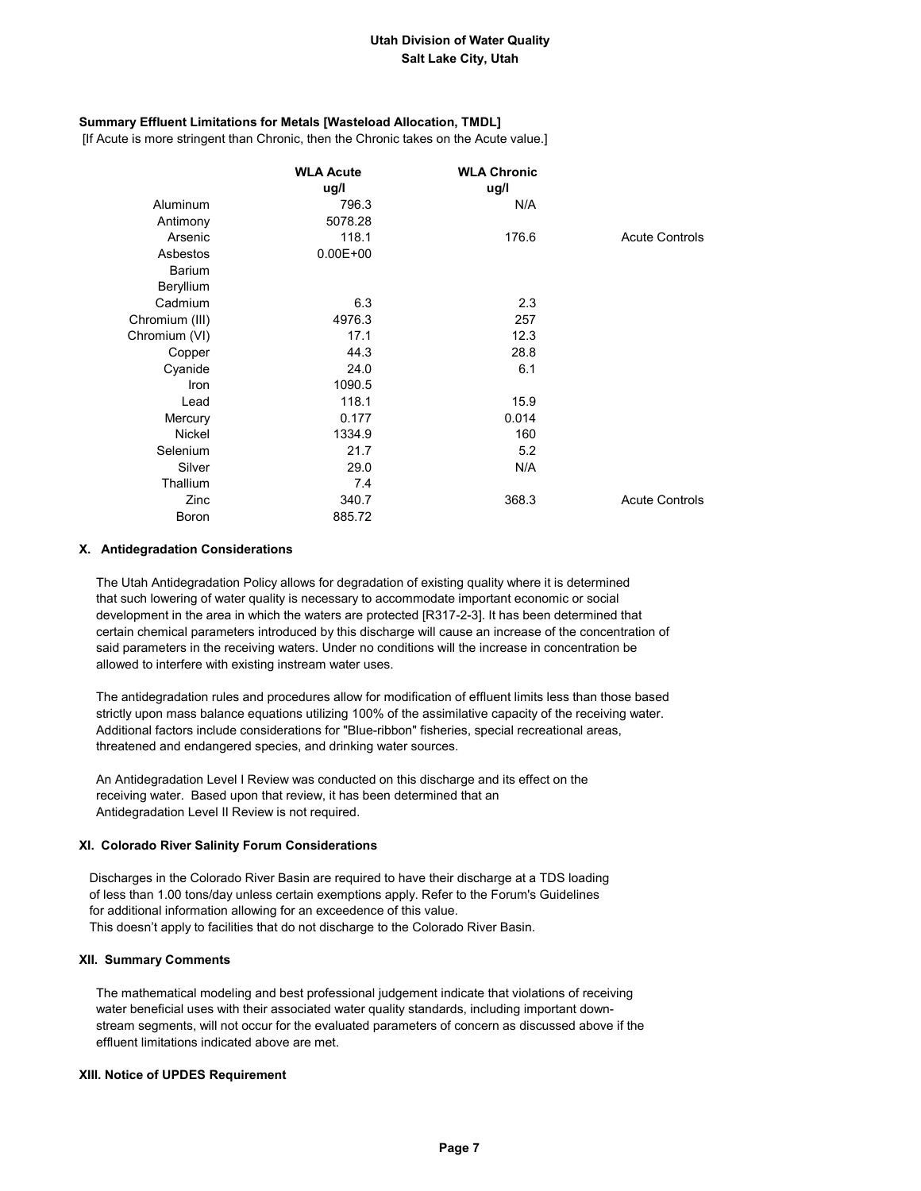**Utah Division of Water Quality**
**Salt Lake City, Utah**

**Summary Effluent Limitations for Metals [Wasteload Allocation, TMDL]**

[If Acute is more stringent than Chronic, then the Chronic takes on the Acute value.]

| | WLA Acute ug/l | WLA Chronic ug/l | |
|---|---|---|---|
| Aluminum | 796.3 | N/A | |
| Antimony | 5078.28 | | |
| Arsenic | 118.1 | 176.6 | Acute Controls |
| Asbestos | 0.00E+00 | | |
| Barium | | | |
| Beryllium | | | |
| Cadmium | 6.3 | 2.3 | |
| Chromium (III) | 4976.3 | 257 | |
| Chromium (VI) | 17.1 | 12.3 | |
| Copper | 44.3 | 28.8 | |
| Cyanide | 24.0 | 6.1 | |
| Iron | 1090.5 | | |
| Lead | 118.1 | 15.9 | |
| Mercury | 0.177 | 0.014 | |
| Nickel | 1334.9 | 160 | |
| Selenium | 21.7 | 5.2 | |
| Silver | 29.0 | N/A | |
| Thallium | 7.4 | | |
| Zinc | 340.7 | 368.3 | Acute Controls |
| Boron | 885.72 | | |

### X. Antidegradation Considerations

The Utah Antidegradation Policy allows for degradation of existing quality where it is determined that such lowering of water quality is necessary to accommodate important economic or social development in the area in which the waters are protected [R317-2-3]. It has been determined that certain chemical parameters introduced by this discharge will cause an increase of the concentration of said parameters in the receiving waters. Under no conditions will the increase in concentration be allowed to interfere with existing instream water uses.

The antidegradation rules and procedures allow for modification of effluent limits less than those based strictly upon mass balance equations utilizing 100% of the assimilative capacity of the receiving water. Additional factors include considerations for "Blue-ribbon" fisheries, special recreational areas, threatened and endangered species, and drinking water sources.

An Antidegradation Level I Review was conducted on this discharge and its effect on the receiving water. Based upon that review, it has been determined that an Antidegradation Level II Review is not required.

### XI. Colorado River Salinity Forum Considerations

Discharges in the Colorado River Basin are required to have their discharge at a TDS loading of less than 1.00 tons/day unless certain exemptions apply. Refer to the Forum's Guidelines for additional information allowing for an exceedence of this value.
This doesn't apply to facilities that do not discharge to the Colorado River Basin.

### XII. Summary Comments

The mathematical modeling and best professional judgement indicate that violations of receiving water beneficial uses with their associated water quality standards, including important downstream segments, will not occur for the evaluated parameters of concern as discussed above if the effluent limitations indicated above are met.

### XIII. Notice of UPDES Requirement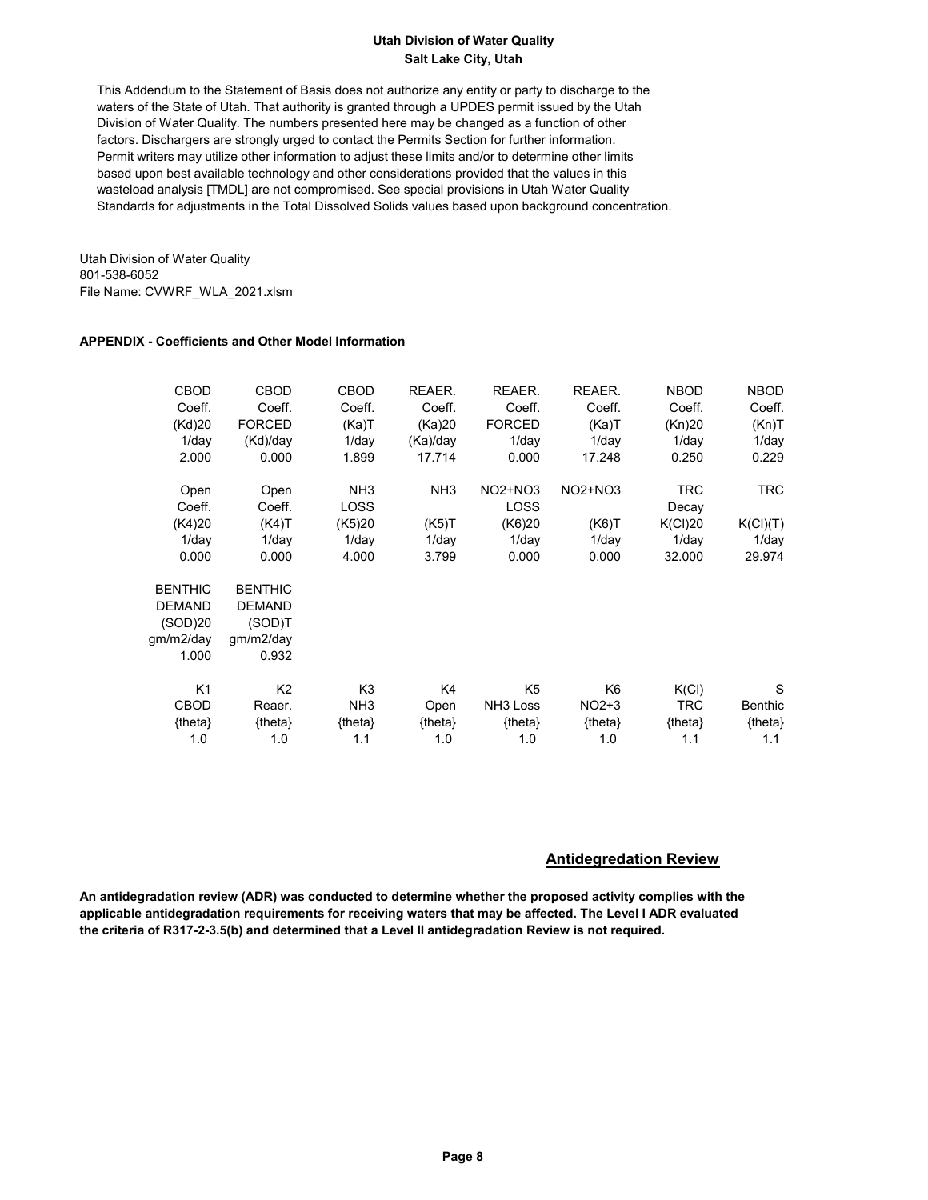**Utah Division of Water Quality**
**Salt Lake City, Utah**

This Addendum to the Statement of Basis does not authorize any entity or party to discharge to the waters of the State of Utah. That authority is granted through a UPDES permit issued by the Utah Division of Water Quality. The numbers presented here may be changed as a function of other factors. Dischargers are strongly urged to contact the Permits Section for further information. Permit writers may utilize other information to adjust these limits and/or to determine other limits based upon best available technology and other considerations provided that the values in this wasteload analysis [TMDL] are not compromised. See special provisions in Utah Water Quality Standards for adjustments in the Total Dissolved Solids values based upon background concentration.

Utah Division of Water Quality
801-538-6052
File Name: CVWRF_WLA_2021.xlsm

**APPENDIX - Coefficients and Other Model Information**

| CBOD Coeff. (Kd)20 1/day | CBOD Coeff. FORCED (Kd)/day | CBOD Coeff. (Ka)T 1/day | REAER. Coeff. (Ka)20 (Ka)/day | REAER. Coeff. FORCED 1/day | REAER. Coeff. (Ka)T 1/day | NBOD Coeff. (Kn)20 1/day | NBOD Coeff. (Kn)T 1/day |
|---|---|---|---|---|---|---|---|
| 2.000 | 0.000 | 1.899 | 17.714 | 0.000 | 17.248 | 0.250 | 0.229 |

| Open Coeff. (K4)20 1/day | Open Coeff. (K4)T 1/day | NH3 LOSS (K5)20 1/day | NH3 (K5)T 1/day | NO2+NO3 LOSS (K6)20 1/day | NO2+NO3 (K6)T 1/day | TRC Decay K(Cl)20 1/day | TRC K(Cl)(T) 1/day |
|---|---|---|---|---|---|---|---|
| 0.000 | 0.000 | 4.000 | 3.799 | 0.000 | 0.000 | 32.000 | 29.974 |

| BENTHIC DEMAND (SOD)20 gm/m2/day | BENTHIC DEMAND (SOD)T gm/m2/day |
|---|---|
| 1.000 | 0.932 |

| K1 CBOD {theta} | K2 Reaer. {theta} | K3 NH3 {theta} | K4 Open {theta} | K5 NH3 Loss {theta} | K6 NO2+3 {theta} | K(Cl) TRC {theta} | S Benthic {theta} |
|---|---|---|---|---|---|---|---|
| 1.0 | 1.0 | 1.1 | 1.0 | 1.0 | 1.0 | 1.1 | 1.1 |

## Antidegredation Review

**An antidegradation review (ADR) was conducted to determine whether the proposed activity complies with the applicable antidegradation requirements for receiving waters that may be affected. The Level I ADR evaluated the criteria of R317-2-3.5(b) and determined that a Level II antidegradation Review is not required.**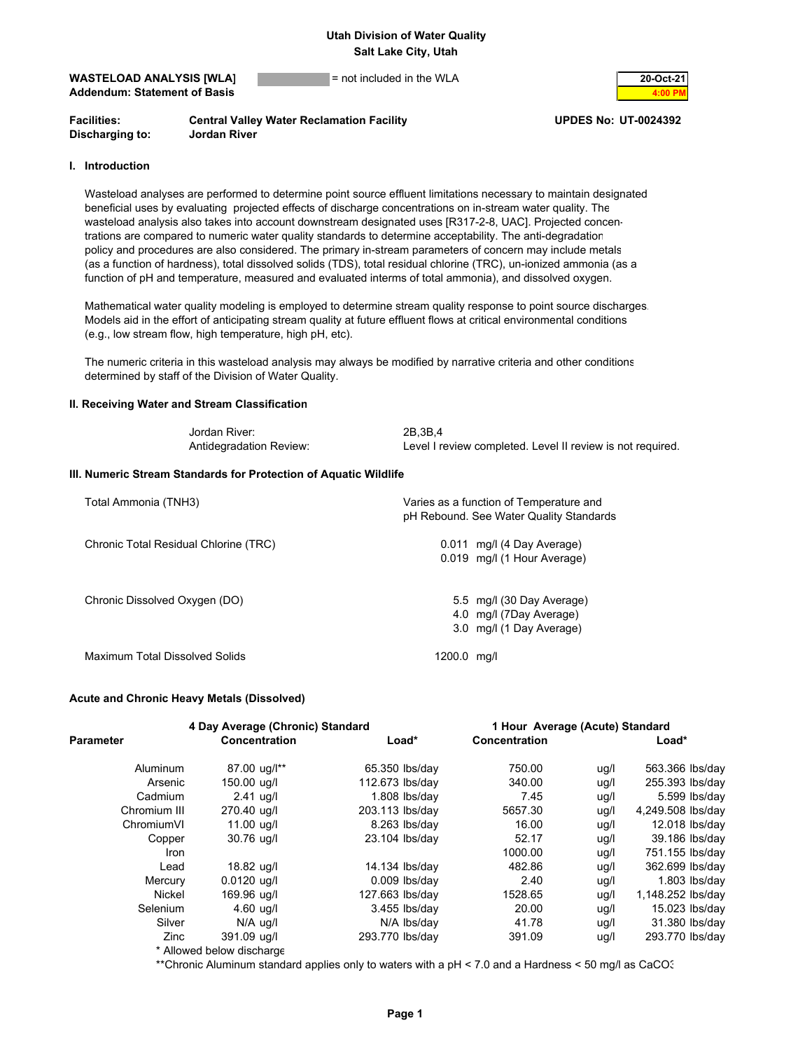Utah Division of Water Quality
Salt Lake City, Utah

**WASTELOAD ANALYSIS [WLA]** = not included in the WLA
**Addendum: Statement of Basis**

**20-Oct-21**
**4:00 PM**

**Facilities:** **Central Valley Water Reclamation Facility** **UPDES No: UT-0024392**
**Discharging to:** **Jordan River**

## I. Introduction

Wasteload analyses are performed to determine point source effluent limitations necessary to maintain designated beneficial uses by evaluating projected effects of discharge concentrations on in-stream water quality. The wasteload analysis also takes into account downstream designated uses [R317-2-8, UAC]. Projected concentrations are compared to numeric water quality standards to determine acceptability. The anti-degradation policy and procedures are also considered. The primary in-stream parameters of concern may include metals (as a function of hardness), total dissolved solids (TDS), total residual chlorine (TRC), un-ionized ammonia (as a function of pH and temperature, measured and evaluated interms of total ammonia), and dissolved oxygen.

Mathematical water quality modeling is employed to determine stream quality response to point source discharges. Models aid in the effort of anticipating stream quality at future effluent flows at critical environmental conditions (e.g., low stream flow, high temperature, high pH, etc).

The numeric criteria in this wasteload analysis may always be modified by narrative criteria and other conditions determined by staff of the Division of Water Quality.

## II. Receiving Water and Stream Classification

| | |
|---|---|
| Jordan River: | 2B,3B,4 |
| Antidegradation Review: | Level I review completed. Level II review is not required. |

## III. Numeric Stream Standards for Protection of Aquatic Wildlife

| | |
|---|---|
| Total Ammonia (TNH3) | Varies as a function of Temperature and pH Rebound. See Water Quality Standards |
| Chronic Total Residual Chlorine (TRC) | 0.011 mg/l (4 Day Average)<br>0.019 mg/l (1 Hour Average) |
| Chronic Dissolved Oxygen (DO) | 5.5 mg/l (30 Day Average)<br>4.0 mg/l (7Day Average)<br>3.0 mg/l (1 Day Average) |
| Maximum Total Dissolved Solids | 1200.0 mg/l |

### Acute and Chronic Heavy Metals (Dissolved)

| | 4 Day Average (Chronic) Standard | | 1 Hour Average (Acute) Standard | | |
|---|---|---|---|---|---|
| Parameter | Concentration | Load* | Concentration | | Load* |
| Aluminum | 87.00 ug/l** | 65.350 lbs/day | 750.00 | ug/l | 563.366 lbs/day |
| Arsenic | 150.00 ug/l | 112.673 lbs/day | 340.00 | ug/l | 255.393 lbs/day |
| Cadmium | 2.41 ug/l | 1.808 lbs/day | 7.45 | ug/l | 5.599 lbs/day |
| Chromium III | 270.40 ug/l | 203.113 lbs/day | 5657.30 | ug/l | 4,249.508 lbs/day |
| ChromiumVI | 11.00 ug/l | 8.263 lbs/day | 16.00 | ug/l | 12.018 lbs/day |
| Copper | 30.76 ug/l | 23.104 lbs/day | 52.17 | ug/l | 39.186 lbs/day |
| Iron | | | 1000.00 | ug/l | 751.155 lbs/day |
| Lead | 18.82 ug/l | 14.134 lbs/day | 482.86 | ug/l | 362.699 lbs/day |
| Mercury | 0.0120 ug/l | 0.009 lbs/day | 2.40 | ug/l | 1.803 lbs/day |
| Nickel | 169.96 ug/l | 127.663 lbs/day | 1528.65 | ug/l | 1,148.252 lbs/day |
| Selenium | 4.60 ug/l | 3.455 lbs/day | 20.00 | ug/l | 15.023 lbs/day |
| Silver | N/A ug/l | N/A lbs/day | 41.78 | ug/l | 31.380 lbs/day |
| Zinc | 391.09 ug/l | 293.770 lbs/day | 391.09 | ug/l | 293.770 lbs/day |

\* Allowed below discharge

\*\*Chronic Aluminum standard applies only to waters with a pH < 7.0 and a Hardness < 50 mg/l as $CaCO_3$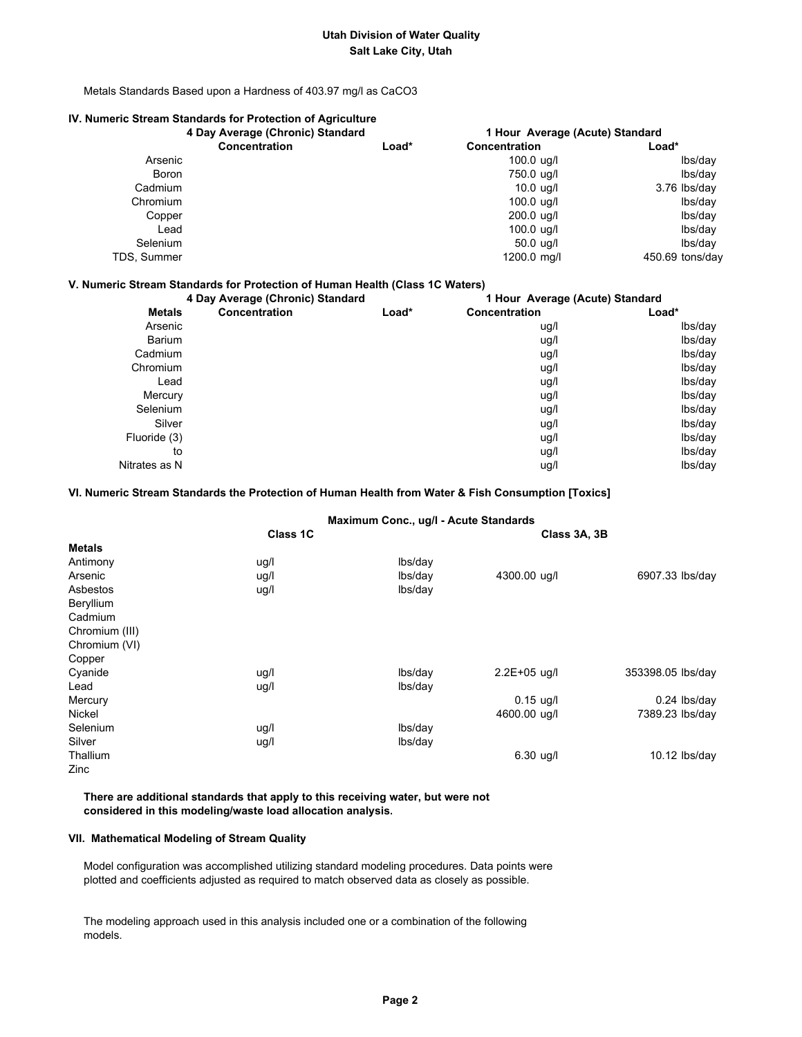**Utah Division of Water Quality**
**Salt Lake City, Utah**

Metals Standards Based upon a Hardness of 403.97 mg/l as CaCO3

### IV. Numeric Stream Standards for Protection of Agriculture

| | 4 Day Average (Chronic) Standard | | 1 Hour Average (Acute) Standard | |
|---|---|---|---|---|
| | Concentration | Load* | Concentration | Load* |
| Arsenic | | | 100.0 ug/l | lbs/day |
| Boron | | | 750.0 ug/l | lbs/day |
| Cadmium | | | 10.0 ug/l | 3.76 lbs/day |
| Chromium | | | 100.0 ug/l | lbs/day |
| Copper | | | 200.0 ug/l | lbs/day |
| Lead | | | 100.0 ug/l | lbs/day |
| Selenium | | | 50.0 ug/l | lbs/day |
| TDS, Summer | | | 1200.0 mg/l | 450.69 tons/day |

### V. Numeric Stream Standards for Protection of Human Health (Class 1C Waters)

| | 4 Day Average (Chronic) Standard | | 1 Hour Average (Acute) Standard | |
|---|---|---|---|---|
| Metals | Concentration | Load* | Concentration | Load* |
| Arsenic | | | ug/l | lbs/day |
| Barium | | | ug/l | lbs/day |
| Cadmium | | | ug/l | lbs/day |
| Chromium | | | ug/l | lbs/day |
| Lead | | | ug/l | lbs/day |
| Mercury | | | ug/l | lbs/day |
| Selenium | | | ug/l | lbs/day |
| Silver | | | ug/l | lbs/day |
| Fluoride (3) | | | ug/l | lbs/day |
| to | | | ug/l | lbs/day |
| Nitrates as N | | | ug/l | lbs/day |

### VI. Numeric Stream Standards the Protection of Human Health from Water & Fish Consumption [Toxics]

| | Maximum Conc., ug/l - Acute Standards | | | |
|---|---|---|---|---|
| | Class 1C | | Class 3A, 3B | |
| **Metals** | | | | |
| Antimony | ug/l | lbs/day | | |
| Arsenic | ug/l | lbs/day | 4300.00 ug/l | 6907.33 lbs/day |
| Asbestos | ug/l | lbs/day | | |
| Beryllium | | | | |
| Cadmium | | | | |
| Chromium (III) | | | | |
| Chromium (VI) | | | | |
| Copper | | | | |
| Cyanide | ug/l | lbs/day | 2.2E+05 ug/l | 353398.05 lbs/day |
| Lead | ug/l | lbs/day | | |
| Mercury | | | 0.15 ug/l | 0.24 lbs/day |
| Nickel | | | 4600.00 ug/l | 7389.23 lbs/day |
| Selenium | ug/l | lbs/day | | |
| Silver | ug/l | lbs/day | | |
| Thallium | | | 6.30 ug/l | 10.12 lbs/day |
| Zinc | | | | |

**There are additional standards that apply to this receiving water, but were not considered in this modeling/waste load allocation analysis.**

### VII. Mathematical Modeling of Stream Quality

Model configuration was accomplished utilizing standard modeling procedures. Data points were plotted and coefficients adjusted as required to match observed data as closely as possible.

The modeling approach used in this analysis included one or a combination of the following models.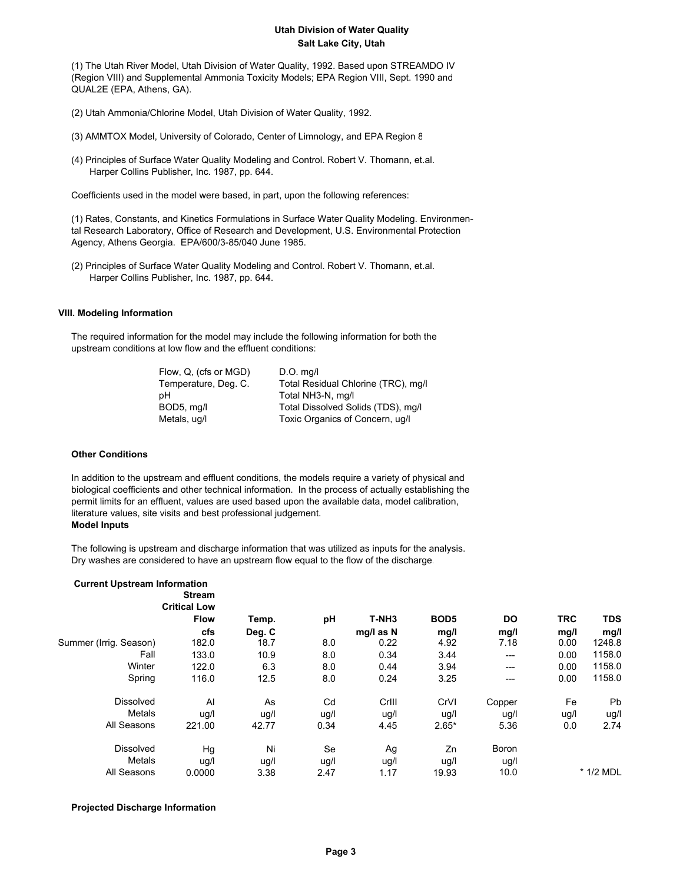**Utah Division of Water Quality**
**Salt Lake City, Utah**

(1) The Utah River Model, Utah Division of Water Quality, 1992. Based upon STREAMDO IV (Region VIII) and Supplemental Ammonia Toxicity Models; EPA Region VIII, Sept. 1990 and QUAL2E (EPA, Athens, GA).

(2) Utah Ammonia/Chlorine Model, Utah Division of Water Quality, 1992.

(3) AMMTOX Model, University of Colorado, Center of Limnology, and EPA Region 8

(4) Principles of Surface Water Quality Modeling and Control. Robert V. Thomann, et.al. Harper Collins Publisher, Inc. 1987, pp. 644.

Coefficients used in the model were based, in part, upon the following references:

(1) Rates, Constants, and Kinetics Formulations in Surface Water Quality Modeling. Environmental Research Laboratory, Office of Research and Development, U.S. Environmental Protection Agency, Athens Georgia. EPA/600/3-85/040 June 1985.

(2) Principles of Surface Water Quality Modeling and Control. Robert V. Thomann, et.al. Harper Collins Publisher, Inc. 1987, pp. 644.

## VIII. Modeling Information

The required information for the model may include the following information for both the upstream conditions at low flow and the effluent conditions:

| | |
|---|---|
| Flow, Q, (cfs or MGD) | D.O. mg/l |
| Temperature, Deg. C. | Total Residual Chlorine (TRC), mg/l |
| pH | Total NH3-N, mg/l |
| BOD5, mg/l | Total Dissolved Solids (TDS), mg/l |
| Metals, ug/l | Toxic Organics of Concern, ug/l |

### Other Conditions

In addition to the upstream and effluent conditions, the models require a variety of physical and biological coefficients and other technical information. In the process of actually establishing the permit limits for an effluent, values are used based upon the available data, model calibration, literature values, site visits and best professional judgement.

### Model Inputs

The following is upstream and discharge information that was utilized as inputs for the analysis. Dry washes are considered to have an upstream flow equal to the flow of the discharge.

**Current Upstream Information**

| | Stream Critical Low Flow | Temp. | pH | T-NH3 | BOD5 | DO | TRC | TDS |
|---|---|---|---|---|---|---|---|---|
| | cfs | Deg. C | | mg/l as N | mg/l | mg/l | mg/l | mg/l |
| Summer (Irrig. Season) | 182.0 | 18.7 | 8.0 | 0.22 | 4.92 | 7.18 | 0.00 | 1248.8 |
| Fall | 133.0 | 10.9 | 8.0 | 0.34 | 3.44 | --- | 0.00 | 1158.0 |
| Winter | 122.0 | 6.3 | 8.0 | 0.44 | 3.94 | --- | 0.00 | 1158.0 |
| Spring | 116.0 | 12.5 | 8.0 | 0.24 | 3.25 | --- | 0.00 | 1158.0 |

| Dissolved Metals | Al | As | Cd | CrIII | CrVI | Copper | Fe | Pb |
|---|---|---|---|---|---|---|---|---|
| | ug/l | ug/l | ug/l | ug/l | ug/l | ug/l | ug/l | ug/l |
| All Seasons | 221.00 | 42.77 | 0.34 | 4.45 | 2.65* | 5.36 | 0.0 | 2.74 |

| Dissolved Metals | Hg | Ni | Se | Ag | Zn | Boron |
|---|---|---|---|---|---|---|
| | ug/l | ug/l | ug/l | ug/l | ug/l | ug/l |
| All Seasons | 0.0000 | 3.38 | 2.47 | 1.17 | 19.93 | 10.0 |

* 1/2 MDL

**Projected Discharge Information**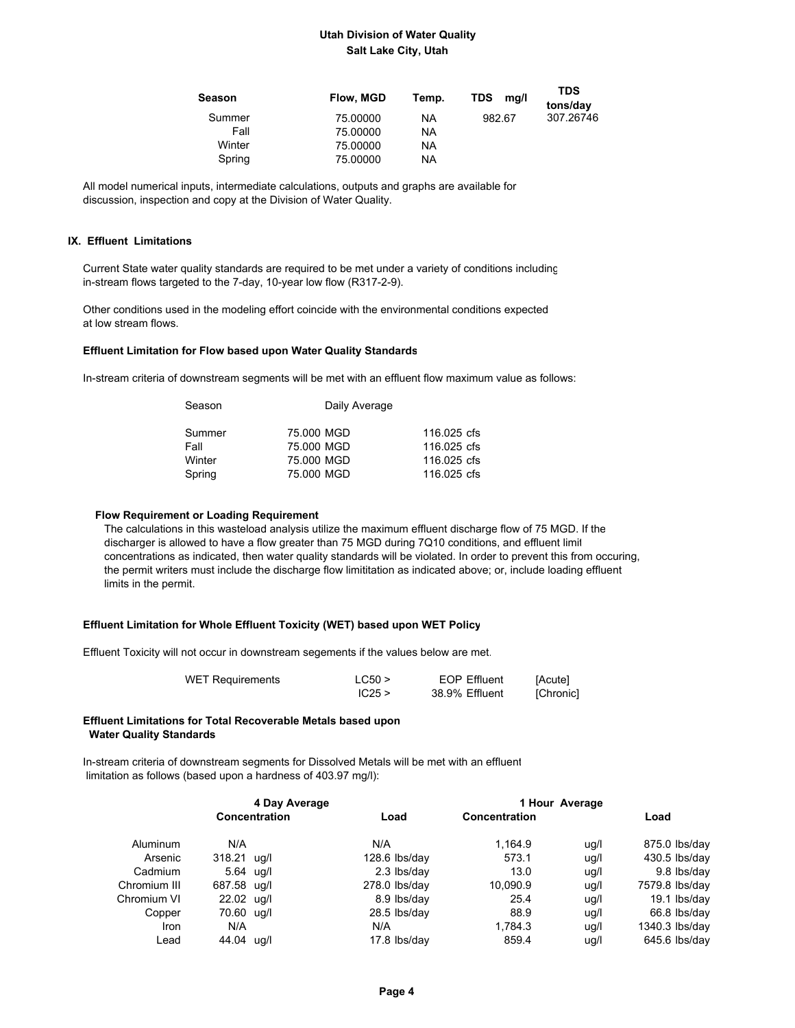**Utah Division of Water Quality**
**Salt Lake City, Utah**

| Season | Flow, MGD | Temp. | TDS mg/l | TDS tons/day |
|---|---|---|---|---|
| Summer | 75.00000 | NA | 982.67 | 307.26746 |
| Fall | 75.00000 | NA | | |
| Winter | 75.00000 | NA | | |
| Spring | 75.00000 | NA | | |

All model numerical inputs, intermediate calculations, outputs and graphs are available for discussion, inspection and copy at the Division of Water Quality.

## IX. Effluent Limitations

Current State water quality standards are required to be met under a variety of conditions including in-stream flows targeted to the 7-day, 10-year low flow (R317-2-9).

Other conditions used in the modeling effort coincide with the environmental conditions expected at low stream flows.

### Effluent Limitation for Flow based upon Water Quality Standards

In-stream criteria of downstream segments will be met with an effluent flow maximum value as follows:

| Season | Daily Average | |
|---|---|---|
| Summer | 75.000 MGD | 116.025 cfs |
| Fall | 75.000 MGD | 116.025 cfs |
| Winter | 75.000 MGD | 116.025 cfs |
| Spring | 75.000 MGD | 116.025 cfs |

**Flow Requirement or Loading Requirement**

The calculations in this wasteload analysis utilize the maximum effluent discharge flow of 75 MGD. If the discharger is allowed to have a flow greater than 75 MGD during 7Q10 conditions, and effluent limit concentrations as indicated, then water quality standards will be violated. In order to prevent this from occuring, the permit writers must include the discharge flow limititation as indicated above; or, include loading effluent limits in the permit.

### Effluent Limitation for Whole Effluent Toxicity (WET) based upon WET Policy

Effluent Toxicity will not occur in downstream segements if the values below are met.

| WET Requirements | | | |
|---|---|---|---|
| | LC50 > | EOP Effluent | [Acute] |
| | IC25 > | 38.9% Effluent | [Chronic] |

### Effluent Limitations for Total Recoverable Metals based upon Water Quality Standards

In-stream criteria of downstream segments for Dissolved Metals will be met with an effluent limitation as follows (based upon a hardness of 403.97 mg/l):

| | 4 Day Average | | | 1 Hour Average | | |
|---|---|---|---|---|---|---|
| | Concentration | | Load | Concentration | | Load |
| Aluminum | N/A | | N/A | 1,164.9 | ug/l | 875.0 lbs/day |
| Arsenic | 318.21 | ug/l | 128.6 lbs/day | 573.1 | ug/l | 430.5 lbs/day |
| Cadmium | 5.64 | ug/l | 2.3 lbs/day | 13.0 | ug/l | 9.8 lbs/day |
| Chromium III | 687.58 | ug/l | 278.0 lbs/day | 10,090.9 | ug/l | 7579.8 lbs/day |
| Chromium VI | 22.02 | ug/l | 8.9 lbs/day | 25.4 | ug/l | 19.1 lbs/day |
| Copper | 70.60 | ug/l | 28.5 lbs/day | 88.9 | ug/l | 66.8 lbs/day |
| Iron | N/A | | N/A | 1,784.3 | ug/l | 1340.3 lbs/day |
| Lead | 44.04 | ug/l | 17.8 lbs/day | 859.4 | ug/l | 645.6 lbs/day |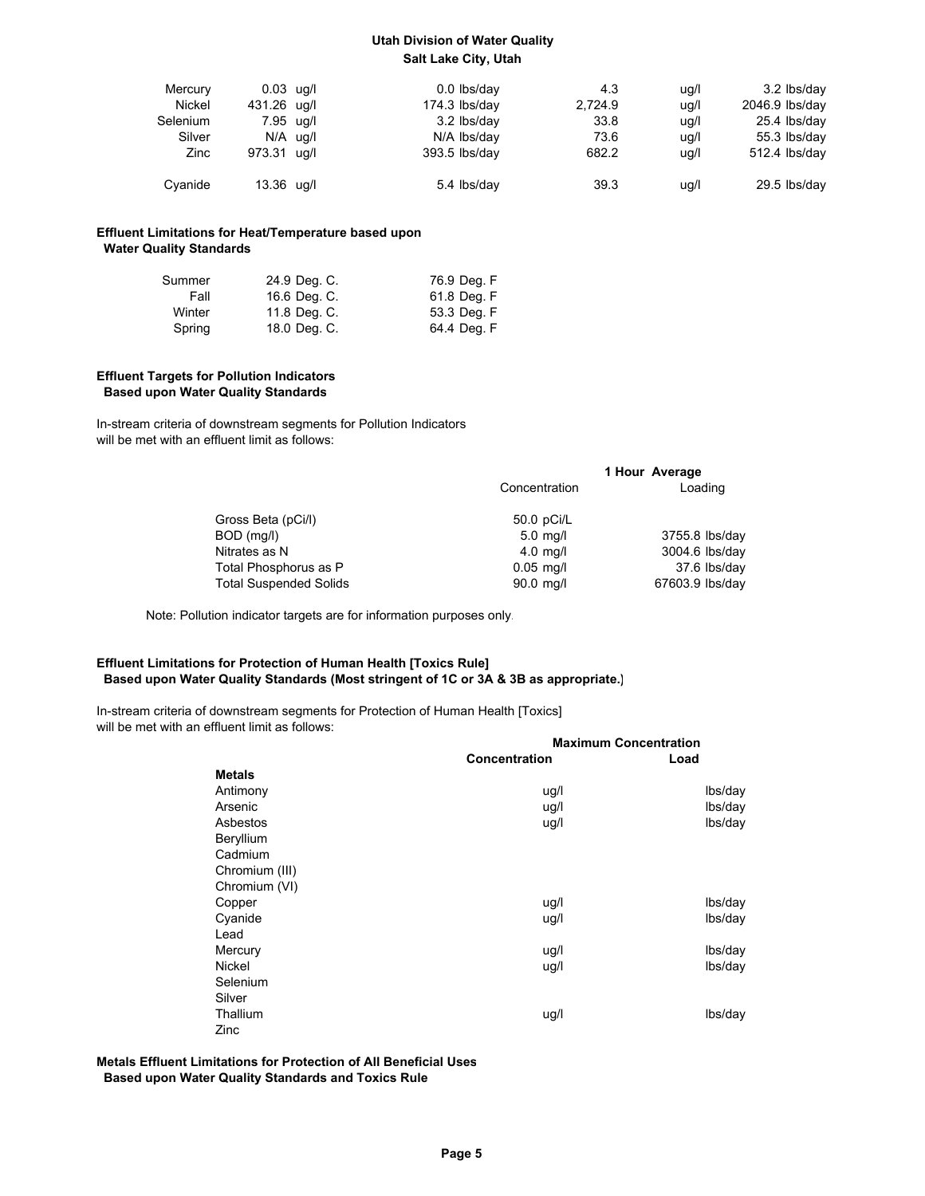Utah Division of Water Quality
Salt Lake City, Utah

| | | | | | | |
|---|---|---|---|---|---|---|
| Mercury | 0.03 | ug/l | 0.0 lbs/day | 4.3 | ug/l | 3.2 lbs/day |
| Nickel | 431.26 | ug/l | 174.3 lbs/day | 2,724.9 | ug/l | 2046.9 lbs/day |
| Selenium | 7.95 | ug/l | 3.2 lbs/day | 33.8 | ug/l | 25.4 lbs/day |
| Silver | N/A | ug/l | N/A lbs/day | 73.6 | ug/l | 55.3 lbs/day |
| Zinc | 973.31 | ug/l | 393.5 lbs/day | 682.2 | ug/l | 512.4 lbs/day |
| Cyanide | 13.36 | ug/l | 5.4 lbs/day | 39.3 | ug/l | 29.5 lbs/day |

**Effluent Limitations for Heat/Temperature based upon Water Quality Standards**

| | | |
|---|---|---|
| Summer | 24.9 Deg. C. | 76.9 Deg. F |
| Fall | 16.6 Deg. C. | 61.8 Deg. F |
| Winter | 11.8 Deg. C. | 53.3 Deg. F |
| Spring | 18.0 Deg. C. | 64.4 Deg. F |

**Effluent Targets for Pollution Indicators Based upon Water Quality Standards**

In-stream criteria of downstream segments for Pollution Indicators will be met with an effluent limit as follows:

| | 1 Hour Average | |
|---|---|---|
| | Concentration | Loading |
| Gross Beta (pCi/l) | 50.0 pCi/L | |
| BOD (mg/l) | 5.0 mg/l | 3755.8 lbs/day |
| Nitrates as N | 4.0 mg/l | 3004.6 lbs/day |
| Total Phosphorus as P | 0.05 mg/l | 37.6 lbs/day |
| Total Suspended Solids | 90.0 mg/l | 67603.9 lbs/day |

Note: Pollution indicator targets are for information purposes only.

**Effluent Limitations for Protection of Human Health [Toxics Rule] Based upon Water Quality Standards (Most stringent of 1C or 3A & 3B as appropriate.)**

In-stream criteria of downstream segments for Protection of Human Health [Toxics] will be met with an effluent limit as follows:

| | Maximum Concentration | |
|---|---|---|
| | **Concentration** | **Load** |
| **Metals** | | |
| Antimony | ug/l | lbs/day |
| Arsenic | ug/l | lbs/day |
| Asbestos | ug/l | lbs/day |
| Beryllium | | |
| Cadmium | | |
| Chromium (III) | | |
| Chromium (VI) | | |
| Copper | ug/l | lbs/day |
| Cyanide | ug/l | lbs/day |
| Lead | | |
| Mercury | ug/l | lbs/day |
| Nickel | ug/l | lbs/day |
| Selenium | | |
| Silver | | |
| Thallium | ug/l | lbs/day |
| Zinc | | |

**Metals Effluent Limitations for Protection of All Beneficial Uses Based upon Water Quality Standards and Toxics Rule**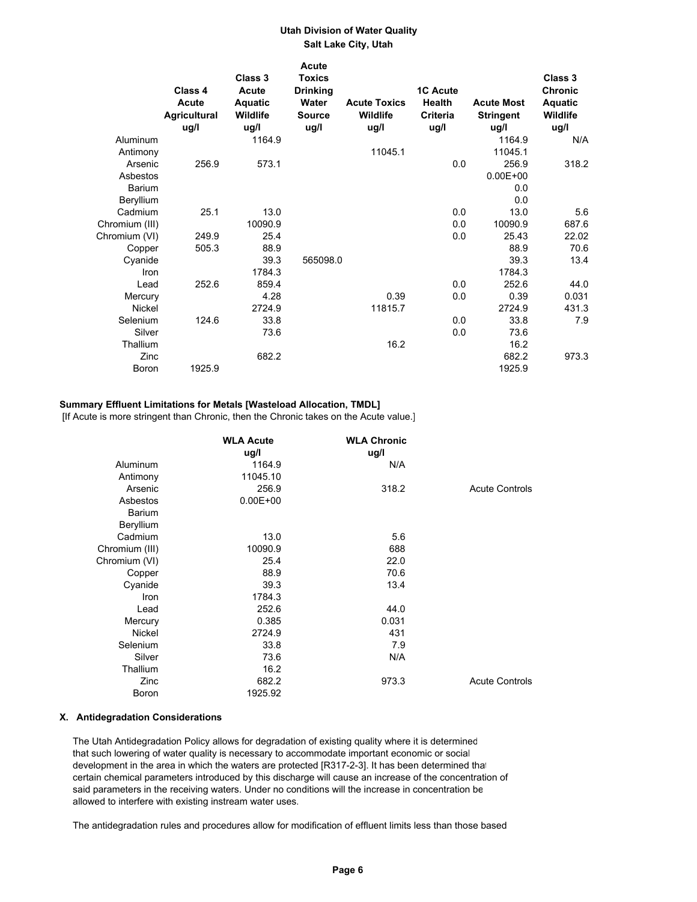**Utah Division of Water Quality**
**Salt Lake City, Utah**

| | Class 4 Acute Agricultural ug/l | Class 3 Acute Aquatic Wildlife ug/l | Acute Toxics Drinking Water Source ug/l | Acute Toxics Wildlife ug/l | 1C Acute Health Criteria ug/l | Acute Most Stringent ug/l | Class 3 Chronic Aquatic Wildlife ug/l |
|---|---|---|---|---|---|---|---|
| Aluminum | | 1164.9 | | | | 1164.9 | N/A |
| Antimony | | | | 11045.1 | | 11045.1 | |
| Arsenic | 256.9 | 573.1 | | | 0.0 | 256.9 | 318.2 |
| Asbestos | | | | | | 0.00E+00 | |
| Barium | | | | | | 0.0 | |
| Beryllium | | | | | | 0.0 | |
| Cadmium | 25.1 | 13.0 | | | 0.0 | 13.0 | 5.6 |
| Chromium (III) | | 10090.9 | | | 0.0 | 10090.9 | 687.6 |
| Chromium (VI) | 249.9 | 25.4 | | | 0.0 | 25.43 | 22.02 |
| Copper | 505.3 | 88.9 | | | | 88.9 | 70.6 |
| Cyanide | | 39.3 | 565098.0 | | | 39.3 | 13.4 |
| Iron | | 1784.3 | | | | 1784.3 | |
| Lead | 252.6 | 859.4 | | | 0.0 | 252.6 | 44.0 |
| Mercury | | 4.28 | | 0.39 | 0.0 | 0.39 | 0.031 |
| Nickel | | 2724.9 | | 11815.7 | | 2724.9 | 431.3 |
| Selenium | 124.6 | 33.8 | | | 0.0 | 33.8 | 7.9 |
| Silver | | 73.6 | | | 0.0 | 73.6 | |
| Thallium | | | | 16.2 | | 16.2 | |
| Zinc | | 682.2 | | | | 682.2 | 973.3 |
| Boron | 1925.9 | | | | | 1925.9 | |

**Summary Effluent Limitations for Metals [Wasteload Allocation, TMDL]**
[If Acute is more stringent than Chronic, then the Chronic takes on the Acute value.]

| | WLA Acute ug/l | WLA Chronic ug/l | |
|---|---|---|---|
| Aluminum | 1164.9 | N/A | |
| Antimony | 11045.10 | | |
| Arsenic | 256.9 | 318.2 | Acute Controls |
| Asbestos | 0.00E+00 | | |
| Barium | | | |
| Beryllium | | | |
| Cadmium | 13.0 | 5.6 | |
| Chromium (III) | 10090.9 | 688 | |
| Chromium (VI) | 25.4 | 22.0 | |
| Copper | 88.9 | 70.6 | |
| Cyanide | 39.3 | 13.4 | |
| Iron | 1784.3 | | |
| Lead | 252.6 | 44.0 | |
| Mercury | 0.385 | 0.031 | |
| Nickel | 2724.9 | 431 | |
| Selenium | 33.8 | 7.9 | |
| Silver | 73.6 | N/A | |
| Thallium | 16.2 | | |
| Zinc | 682.2 | 973.3 | Acute Controls |
| Boron | 1925.92 | | |

### X. Antidegradation Considerations

The Utah Antidegradation Policy allows for degradation of existing quality where it is determined that such lowering of water quality is necessary to accommodate important economic or social development in the area in which the waters are protected [R317-2-3]. It has been determined that certain chemical parameters introduced by this discharge will cause an increase of the concentration of said parameters in the receiving waters. Under no conditions will the increase in concentration be allowed to interfere with existing instream water uses.

The antidegradation rules and procedures allow for modification of effluent limits less than those based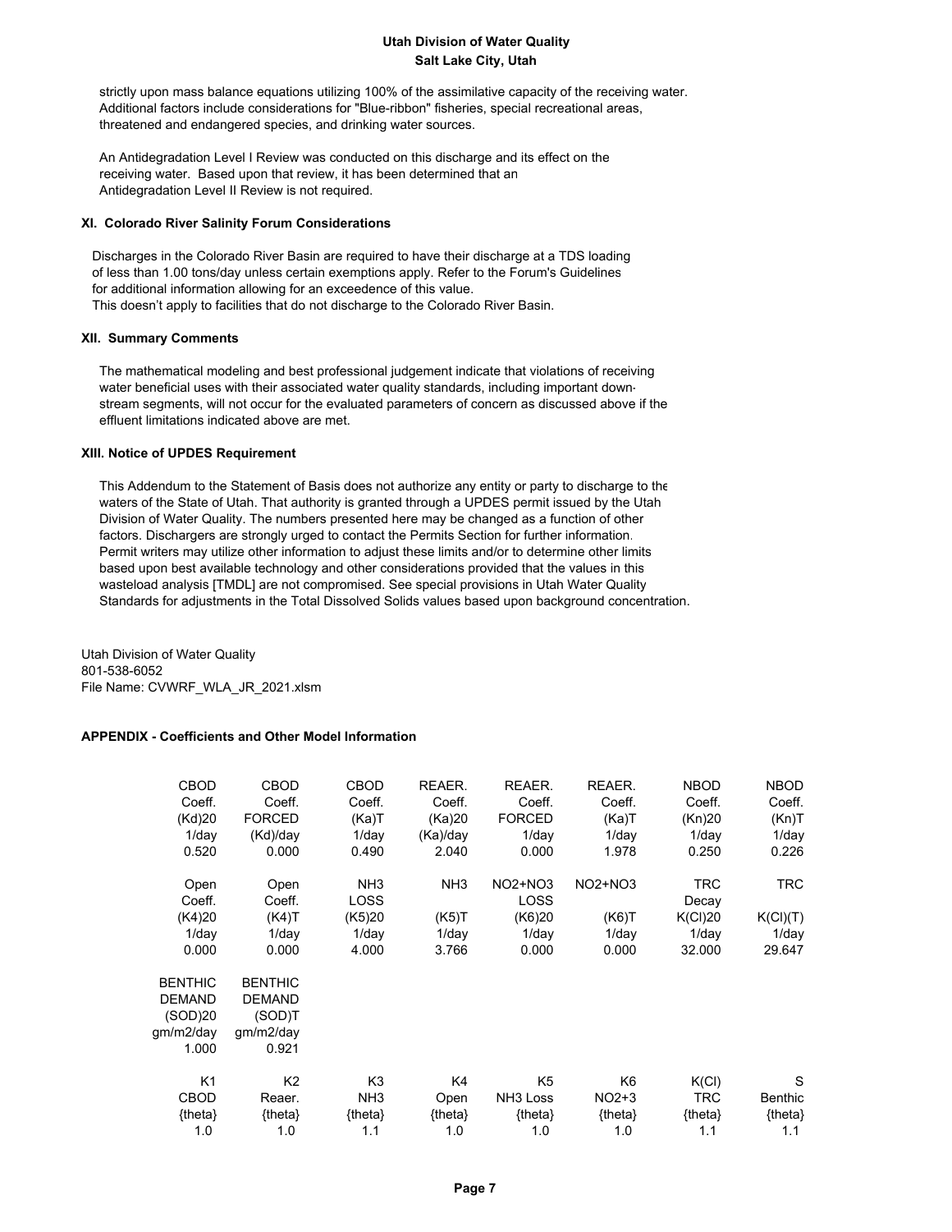strictly upon mass balance equations utilizing 100% of the assimilative capacity of the receiving water. Additional factors include considerations for "Blue-ribbon" fisheries, special recreational areas, threatened and endangered species, and drinking water sources.

An Antidegradation Level I Review was conducted on this discharge and its effect on the receiving water. Based upon that review, it has been determined that an Antidegradation Level II Review is not required.

### XI. Colorado River Salinity Forum Considerations

Discharges in the Colorado River Basin are required to have their discharge at a TDS loading of less than 1.00 tons/day unless certain exemptions apply. Refer to the Forum's Guidelines for additional information allowing for an exceedence of this value.
This doesn't apply to facilities that do not discharge to the Colorado River Basin.

### XII. Summary Comments

The mathematical modeling and best professional judgement indicate that violations of receiving water beneficial uses with their associated water quality standards, including important downstream segments, will not occur for the evaluated parameters of concern as discussed above if the effluent limitations indicated above are met.

### XIII. Notice of UPDES Requirement

This Addendum to the Statement of Basis does not authorize any entity or party to discharge to the waters of the State of Utah. That authority is granted through a UPDES permit issued by the Utah Division of Water Quality. The numbers presented here may be changed as a function of other factors. Dischargers are strongly urged to contact the Permits Section for further information. Permit writers may utilize other information to adjust these limits and/or to determine other limits based upon best available technology and other considerations provided that the values in this wasteload analysis [TMDL] are not compromised. See special provisions in Utah Water Quality Standards for adjustments in the Total Dissolved Solids values based upon background concentration.

Utah Division of Water Quality
801-538-6052
File Name: CVWRF_WLA_JR_2021.xlsm

### APPENDIX - Coefficients and Other Model Information

| CBOD Coeff. (Kd)20 1/day | CBOD Coeff. FORCED (Kd)/day | CBOD Coeff. (Ka)T 1/day | REAER. Coeff. (Ka)20 (Ka)/day | REAER. Coeff. FORCED 1/day | REAER. Coeff. (Ka)T 1/day | NBOD Coeff. (Kn)20 1/day | NBOD Coeff. (Kn)T 1/day |
|---|---|---|---|---|---|---|---|
| 0.520 | 0.000 | 0.490 | 2.040 | 0.000 | 1.978 | 0.250 | 0.226 |

| Open Coeff. (K4)20 1/day | Open Coeff. (K4)T 1/day | NH3 LOSS (K5)20 1/day | NH3 (K5)T 1/day | NO2+NO3 LOSS (K6)20 1/day | NO2+NO3 (K6)T 1/day | TRC Decay K(Cl)20 1/day | TRC K(Cl)(T) 1/day |
|---|---|---|---|---|---|---|---|
| 0.000 | 0.000 | 4.000 | 3.766 | 0.000 | 0.000 | 32.000 | 29.647 |

| BENTHIC DEMAND (SOD)20 gm/m2/day | BENTHIC DEMAND (SOD)T gm/m2/day |
|---|---|
| 1.000 | 0.921 |

| K1 CBOD {theta} | K2 Reaer. {theta} | K3 NH3 {theta} | K4 Open {theta} | K5 NH3 Loss {theta} | K6 NO2+3 {theta} | K(Cl) TRC {theta} | S Benthic {theta} |
|---|---|---|---|---|---|---|---|
| 1.0 | 1.0 | 1.1 | 1.0 | 1.0 | 1.0 | 1.1 | 1.1 |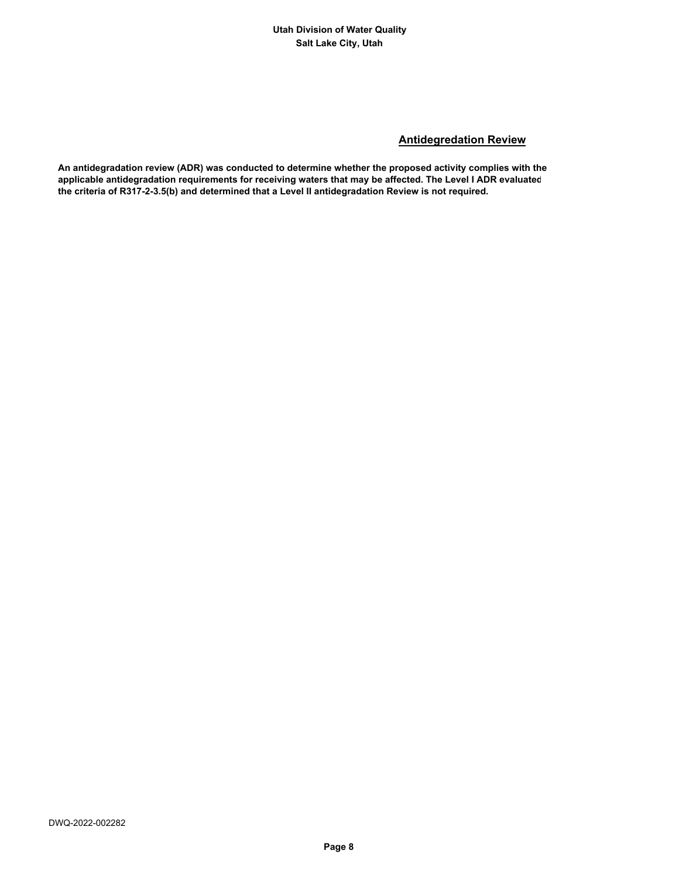**Utah Division of Water Quality**
**Salt Lake City, Utah**

## Antidegredation Review

**An antidegradation review (ADR) was conducted to determine whether the proposed activity complies with the applicable antidegradation requirements for receiving waters that may be affected. The Level I ADR evaluated the criteria of R317-2-3.5(b) and determined that a Level II antidegradation Review is not required.**

DWQ-2022-002282